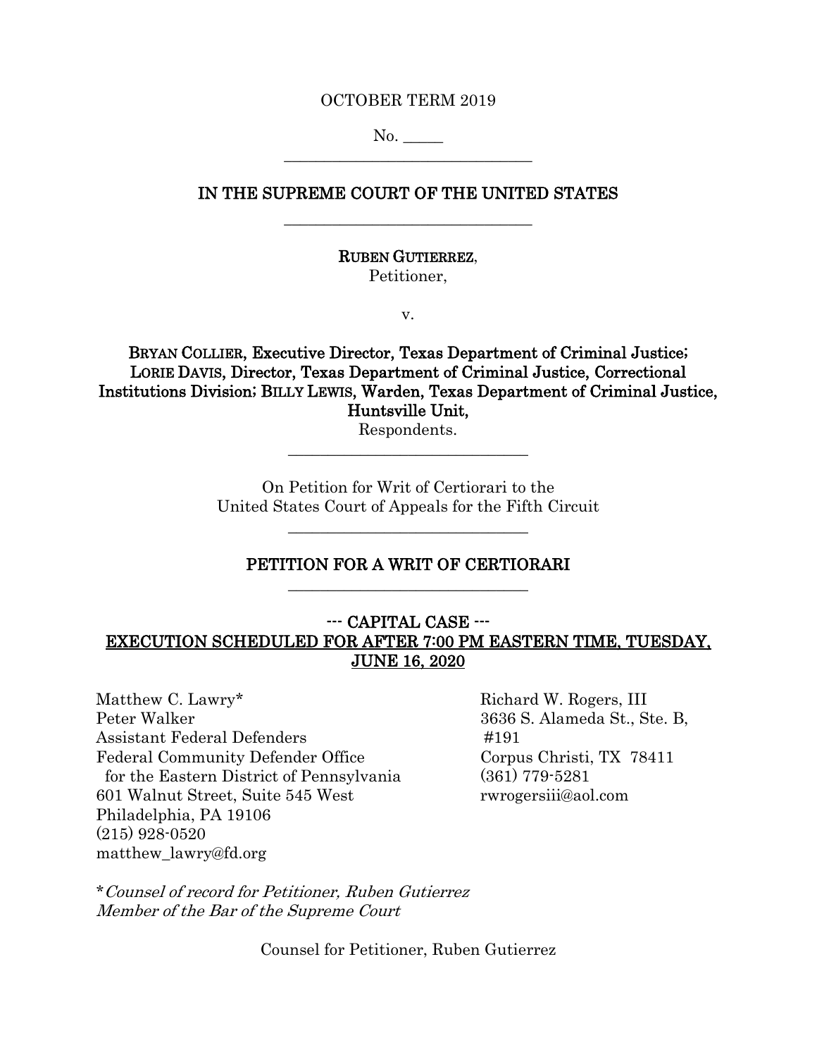OCTOBER TERM 2019

No. _____

---

# IN THE SUPREME COURT OF THE UNITED STATES

---

**RUBEN GUTIERREZ**,
Petitioner,

v.

**BRYAN COLLIER, Executive Director, Texas Department of Criminal Justice; LORIE DAVIS, Director, Texas Department of Criminal Justice, Correctional Institutions Division; BILLY LEWIS, Warden, Texas Department of Criminal Justice, Huntsville Unit,**
Respondents.

---

On Petition for Writ of Certiorari to the
United States Court of Appeals for the Fifth Circuit

---

## PETITION FOR A WRIT OF CERTIORARI

---

**--- CAPITAL CASE ---**
**EXECUTION SCHEDULED FOR AFTER 7:00 PM EASTERN TIME, TUESDAY, JUNE 16, 2020**

Matthew C. Lawry*
Peter Walker
Assistant Federal Defenders
Federal Community Defender Office
for the Eastern District of Pennsylvania
601 Walnut Street, Suite 545 West
Philadelphia, PA 19106
(215) 928-0520
matthew_lawry@fd.org

Richard W. Rogers, III
3636 S. Alameda St., Ste. B, #191
Corpus Christi, TX 78411
(361) 779-5281
rwrogersiii@aol.com

**Counsel of record for Petitioner, Ruben Gutierrez*
*Member of the Bar of the Supreme Court*

Counsel for Petitioner, Ruben Gutierrez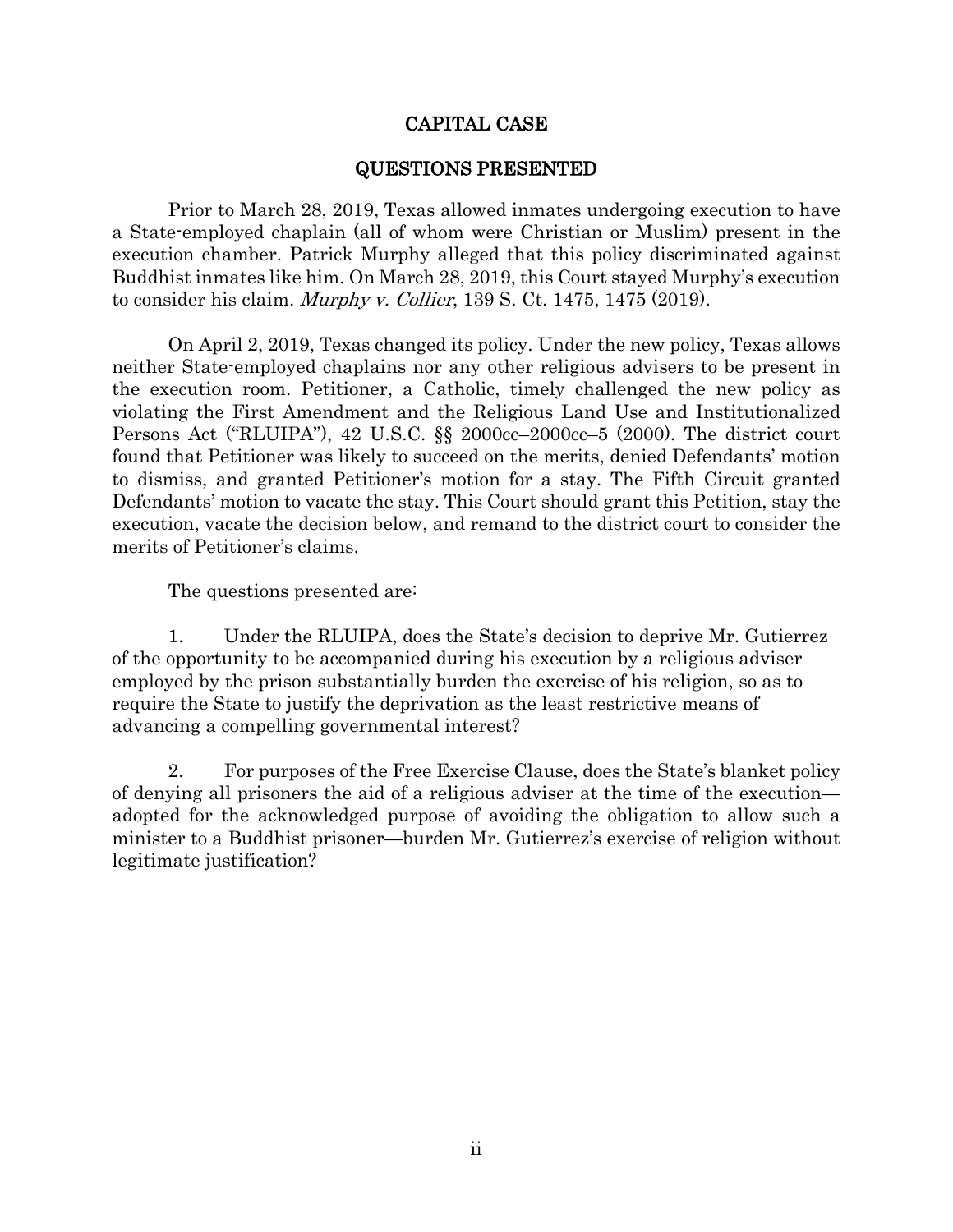## CAPITAL CASE

## QUESTIONS PRESENTED

Prior to March 28, 2019, Texas allowed inmates undergoing execution to have a State-employed chaplain (all of whom were Christian or Muslim) present in the execution chamber. Patrick Murphy alleged that this policy discriminated against Buddhist inmates like him. On March 28, 2019, this Court stayed Murphy's execution to consider his claim. *Murphy v. Collier*, 139 S. Ct. 1475, 1475 (2019).

On April 2, 2019, Texas changed its policy. Under the new policy, Texas allows neither State-employed chaplains nor any other religious advisers to be present in the execution room. Petitioner, a Catholic, timely challenged the new policy as violating the First Amendment and the Religious Land Use and Institutionalized Persons Act ("RLUIPA"), 42 U.S.C. §§ 2000cc–2000cc–5 (2000). The district court found that Petitioner was likely to succeed on the merits, denied Defendants' motion to dismiss, and granted Petitioner's motion for a stay. The Fifth Circuit granted Defendants' motion to vacate the stay. This Court should grant this Petition, stay the execution, vacate the decision below, and remand to the district court to consider the merits of Petitioner's claims.

The questions presented are:

1. Under the RLUIPA, does the State's decision to deprive Mr. Gutierrez of the opportunity to be accompanied during his execution by a religious adviser employed by the prison substantially burden the exercise of his religion, so as to require the State to justify the deprivation as the least restrictive means of advancing a compelling governmental interest?

2. For purposes of the Free Exercise Clause, does the State's blanket policy of denying all prisoners the aid of a religious adviser at the time of the execution—adopted for the acknowledged purpose of avoiding the obligation to allow such a minister to a Buddhist prisoner—burden Mr. Gutierrez's exercise of religion without legitimate justification?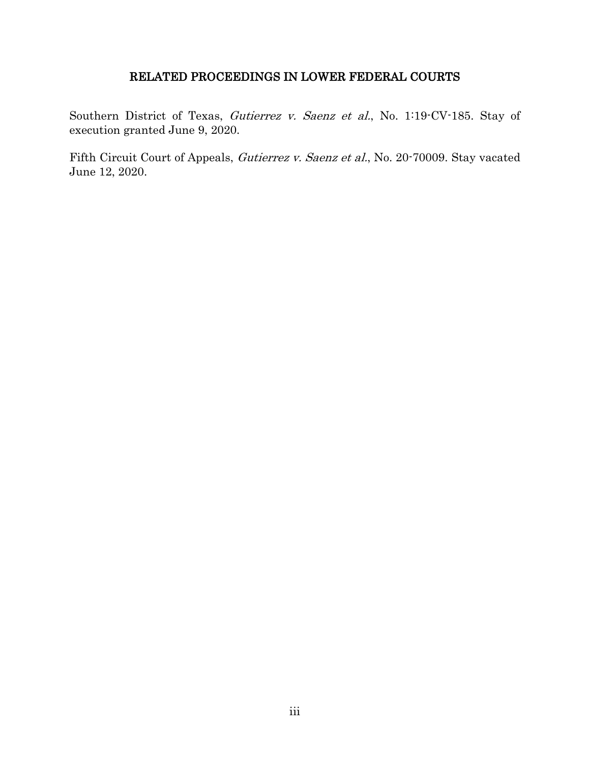## RELATED PROCEEDINGS IN LOWER FEDERAL COURTS

Southern District of Texas, *Gutierrez v. Saenz et al.*, No. 1:19-CV-185. Stay of execution granted June 9, 2020.

Fifth Circuit Court of Appeals, *Gutierrez v. Saenz et al.*, No. 20-70009. Stay vacated June 12, 2020.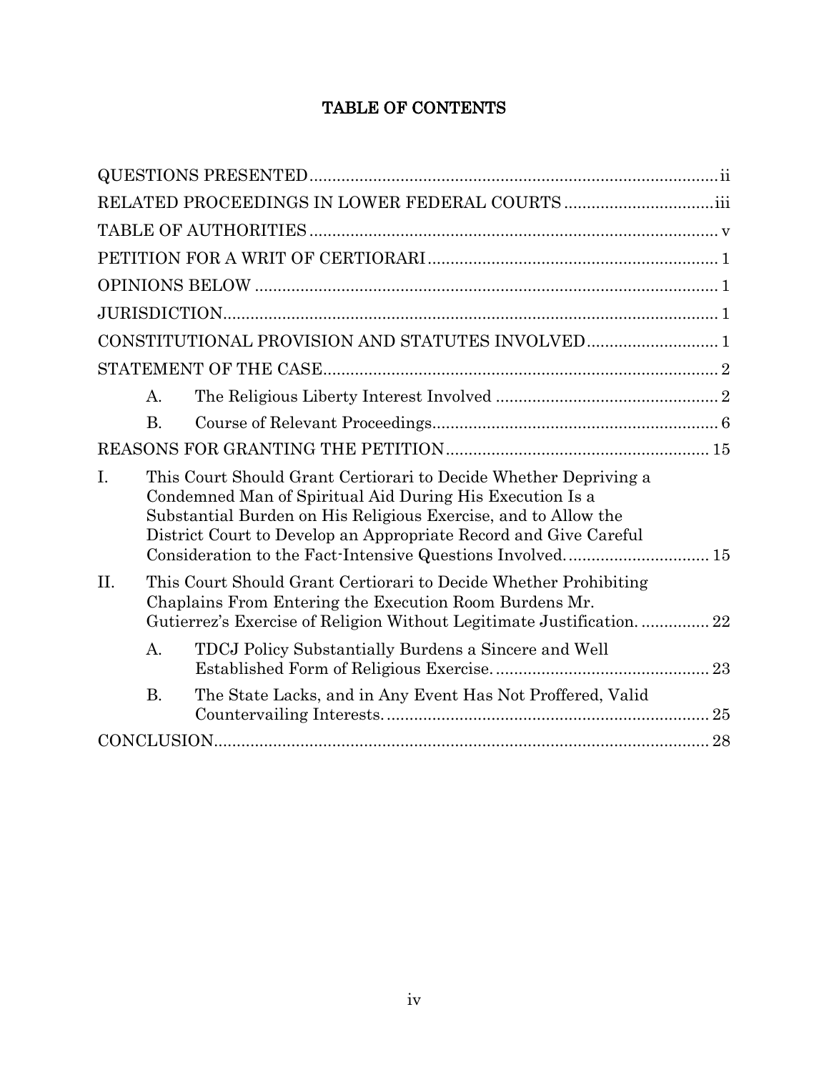# TABLE OF CONTENTS

QUESTIONS PRESENTED .......... ii

RELATED PROCEEDINGS IN LOWER FEDERAL COURTS .......... iii

TABLE OF AUTHORITIES .......... v

PETITION FOR A WRIT OF CERTIORARI .......... 1

OPINIONS BELOW .......... 1

JURISDICTION .......... 1

CONSTITUTIONAL PROVISION AND STATUTES INVOLVED .......... 1

STATEMENT OF THE CASE .......... 2

- A. The Religious Liberty Interest Involved .......... 2
- B. Course of Relevant Proceedings .......... 6

REASONS FOR GRANTING THE PETITION .......... 15

I. This Court Should Grant Certiorari to Decide Whether Depriving a Condemned Man of Spiritual Aid During His Execution Is a Substantial Burden on His Religious Exercise, and to Allow the District Court to Develop an Appropriate Record and Give Careful Consideration to the Fact-Intensive Questions Involved. .......... 15

II. This Court Should Grant Certiorari to Decide Whether Prohibiting Chaplains From Entering the Execution Room Burdens Mr. Gutierrez's Exercise of Religion Without Legitimate Justification. .......... 22

- A. TDCJ Policy Substantially Burdens a Sincere and Well Established Form of Religious Exercise. .......... 23
- B. The State Lacks, and in Any Event Has Not Proffered, Valid Countervailing Interests. .......... 25

CONCLUSION .......... 28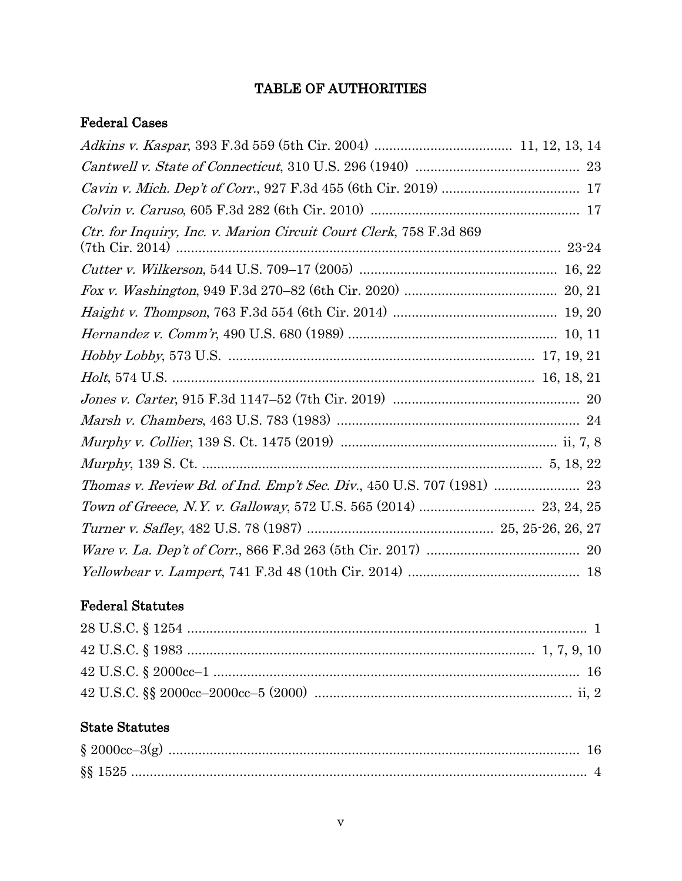# TABLE OF AUTHORITIES

## Federal Cases

*Adkins v. Kaspar*, 393 F.3d 559 (5th Cir. 2004) .................................... 11, 12, 13, 14

*Cantwell v. State of Connecticut*, 310 U.S. 296 (1940) ............................................ 23

*Cavin v. Mich. Dep't of Corr.*, 927 F.3d 455 (6th Cir. 2019) .................................... 17

*Colvin v. Caruso*, 605 F.3d 282 (6th Cir. 2010) ....................................................... 17

*Ctr. for Inquiry, Inc. v. Marion Circuit Court Clerk*, 758 F.3d 869 (7th Cir. 2014) ....................................................................................................... 23-24

*Cutter v. Wilkerson*, 544 U.S. 709–17 (2005) .................................................... 16, 22

*Fox v. Washington*, 949 F.3d 270–82 (6th Cir. 2020) ......................................... 20, 21

*Haight v. Thompson*, 763 F.3d 554 (6th Cir. 2014) ............................................ 19, 20

*Hernandez v. Comm'r*, 490 U.S. 680 (1989) ....................................................... 10, 11

*Hobby Lobby*, 573 U.S. ................................................................................. 17, 19, 21

*Holt*, 574 U.S. .............................................................................................. 16, 18, 21

*Jones v. Carter*, 915 F.3d 1147–52 (7th Cir. 2019) .................................................. 20

*Marsh v. Chambers*, 463 U.S. 783 (1983) ................................................................. 24

*Murphy v. Collier*, 139 S. Ct. 1475 (2019) .......................................................... ii, 7, 8

*Murphy*, 139 S. Ct. .......................................................................................... 5, 18, 22

*Thomas v. Review Bd. of Ind. Emp't Sec. Div.*, 450 U.S. 707 (1981) ....................... 23

*Town of Greece, N.Y. v. Galloway*, 572 U.S. 565 (2014) .............................. 23, 24, 25

*Turner v. Safley*, 482 U.S. 78 (1987) ................................................. 25, 25-26, 26, 27

*Ware v. La. Dep't of Corr.*, 866 F.3d 263 (5th Cir. 2017) ......................................... 20

*Yellowbear v. Lampert*, 741 F.3d 48 (10th Cir. 2014) .............................................. 18

## Federal Statutes

28 U.S.C. § 1254 ............................................................................................................ 1

42 U.S.C. § 1983 ...................................................................................... 1, 7, 9, 10

42 U.S.C. § 2000cc–1 .................................................................................................. 16

42 U.S.C. §§ 2000cc–2000cc–5 (2000) .................................................................... ii, 2

## State Statutes

§ 2000cc–3(g) .............................................................................................................. 16

§§ 1525 .......................................................................................................................... 4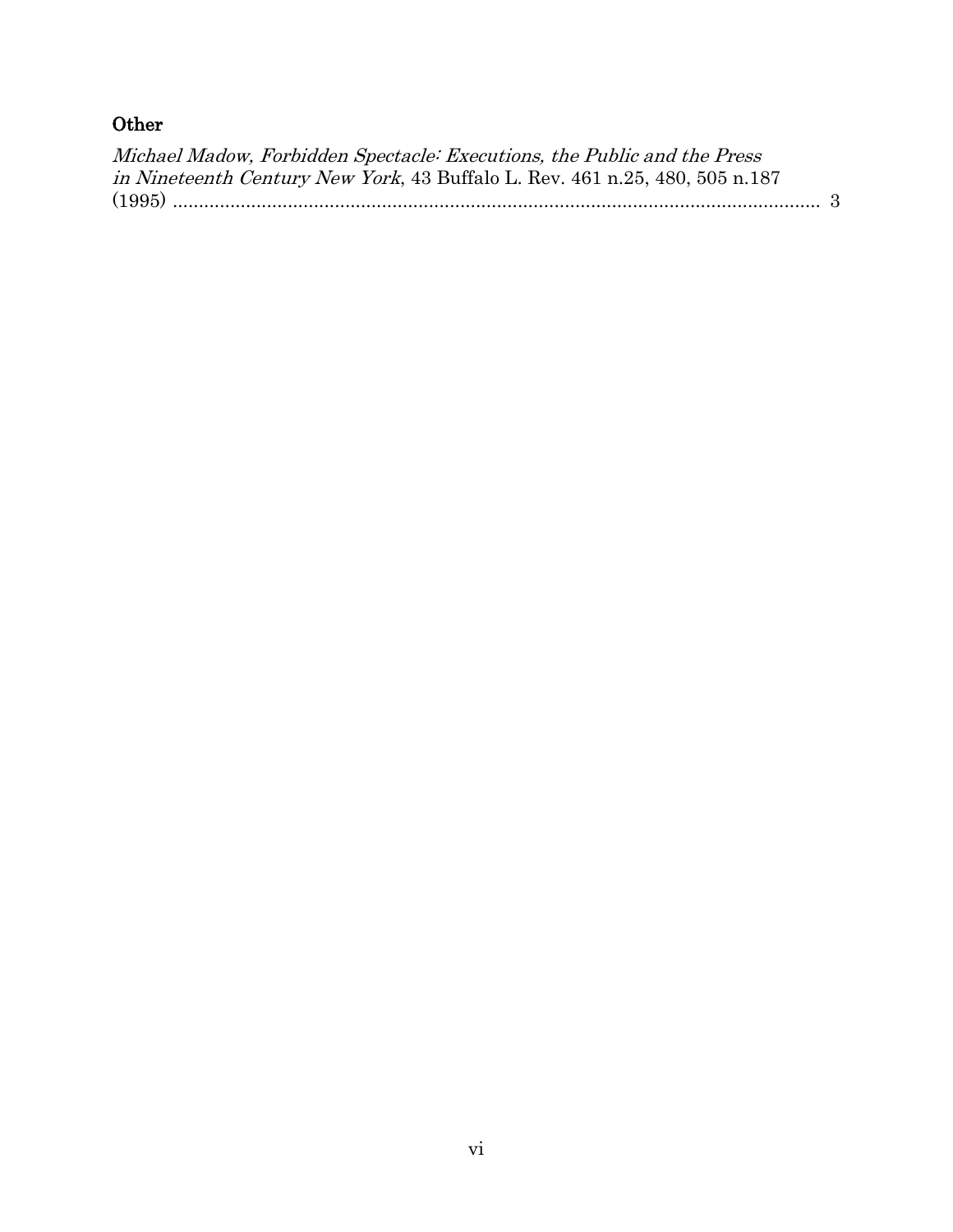## Other

*Michael Madow, Forbidden Spectacle: Executions, the Public and the Press in Nineteenth Century New York*, 43 Buffalo L. Rev. 461 n.25, 480, 505 n.187 (1995) .......................................................................................................... 3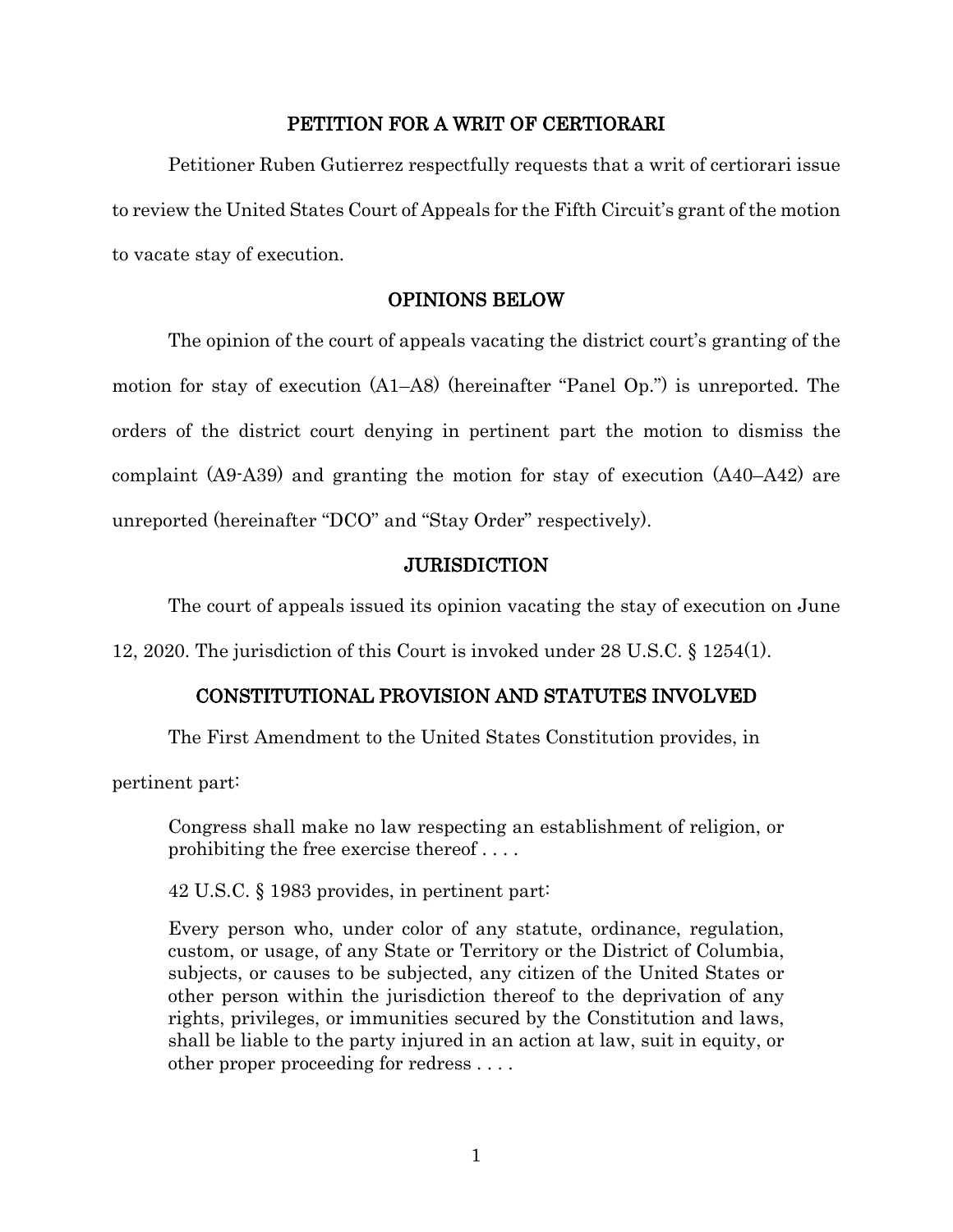## PETITION FOR A WRIT OF CERTIORARI

Petitioner Ruben Gutierrez respectfully requests that a writ of certiorari issue to review the United States Court of Appeals for the Fifth Circuit's grant of the motion to vacate stay of execution.

## OPINIONS BELOW

The opinion of the court of appeals vacating the district court's granting of the motion for stay of execution (A1–A8) (hereinafter "Panel Op.") is unreported. The orders of the district court denying in pertinent part the motion to dismiss the complaint (A9-A39) and granting the motion for stay of execution (A40–A42) are unreported (hereinafter "DCO" and "Stay Order" respectively).

## JURISDICTION

The court of appeals issued its opinion vacating the stay of execution on June 12, 2020. The jurisdiction of this Court is invoked under 28 U.S.C. § 1254(1).

## CONSTITUTIONAL PROVISION AND STATUTES INVOLVED

The First Amendment to the United States Constitution provides, in pertinent part:

> Congress shall make no law respecting an establishment of religion, or prohibiting the free exercise thereof . . . .

> 42 U.S.C. § 1983 provides, in pertinent part:

> Every person who, under color of any statute, ordinance, regulation, custom, or usage, of any State or Territory or the District of Columbia, subjects, or causes to be subjected, any citizen of the United States or other person within the jurisdiction thereof to the deprivation of any rights, privileges, or immunities secured by the Constitution and laws, shall be liable to the party injured in an action at law, suit in equity, or other proper proceeding for redress . . . .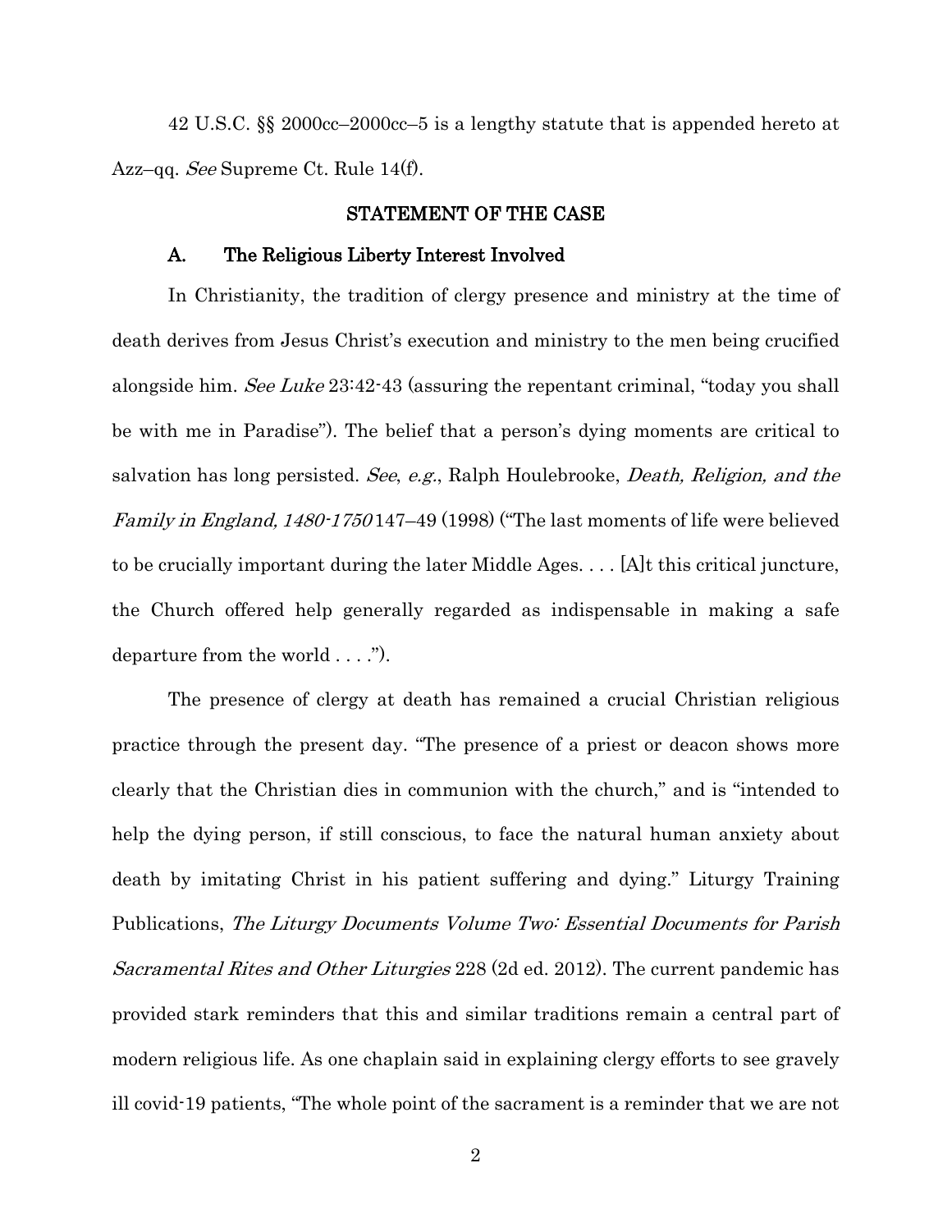42 U.S.C. §§ 2000cc–2000cc–5 is a lengthy statute that is appended hereto at Azz–qq. *See* Supreme Ct. Rule 14(f).

## STATEMENT OF THE CASE

### A. The Religious Liberty Interest Involved

In Christianity, the tradition of clergy presence and ministry at the time of death derives from Jesus Christ's execution and ministry to the men being crucified alongside him. *See Luke* 23:42-43 (assuring the repentant criminal, "today you shall be with me in Paradise"). The belief that a person's dying moments are critical to salvation has long persisted. *See*, *e.g.*, Ralph Houlebrooke, *Death, Religion, and the Family in England, 1480-1750* 147–49 (1998) ("The last moments of life were believed to be crucially important during the later Middle Ages. . . . [A]t this critical juncture, the Church offered help generally regarded as indispensable in making a safe departure from the world . . . .").

The presence of clergy at death has remained a crucial Christian religious practice through the present day. "The presence of a priest or deacon shows more clearly that the Christian dies in communion with the church," and is "intended to help the dying person, if still conscious, to face the natural human anxiety about death by imitating Christ in his patient suffering and dying." Liturgy Training Publications, *The Liturgy Documents Volume Two: Essential Documents for Parish Sacramental Rites and Other Liturgies* 228 (2d ed. 2012). The current pandemic has provided stark reminders that this and similar traditions remain a central part of modern religious life. As one chaplain said in explaining clergy efforts to see gravely ill covid-19 patients, "The whole point of the sacrament is a reminder that we are not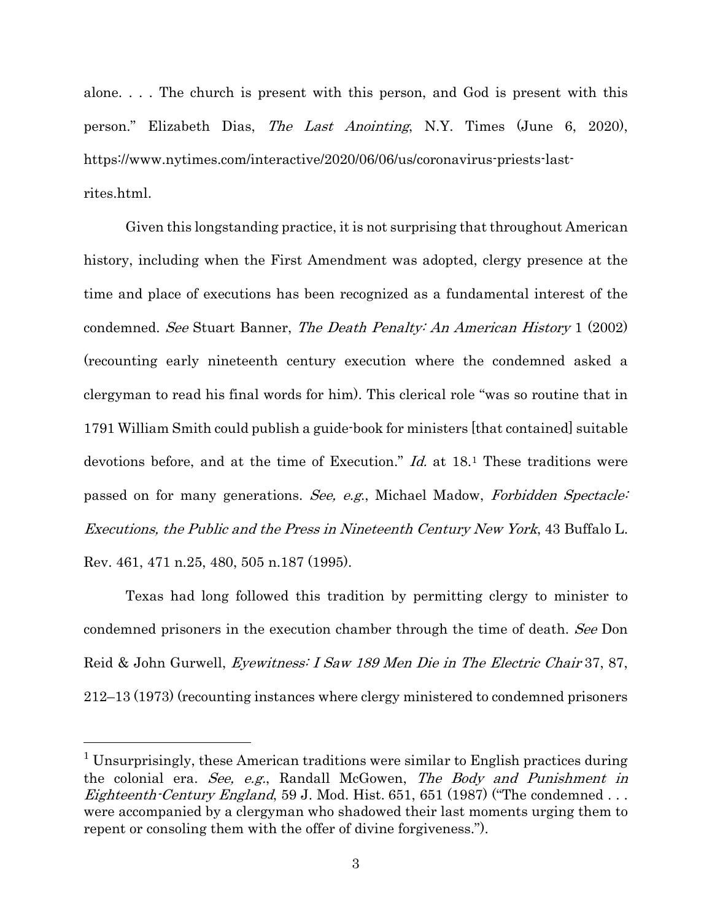alone. . . . The church is present with this person, and God is present with this person." Elizabeth Dias, *The Last Anointing*, N.Y. Times (June 6, 2020), https://www.nytimes.com/interactive/2020/06/06/us/coronavirus-priests-last-rites.html.

Given this longstanding practice, it is not surprising that throughout American history, including when the First Amendment was adopted, clergy presence at the time and place of executions has been recognized as a fundamental interest of the condemned. *See* Stuart Banner, *The Death Penalty: An American History* 1 (2002) (recounting early nineteenth century execution where the condemned asked a clergyman to read his final words for him). This clerical role "was so routine that in 1791 William Smith could publish a guide-book for ministers [that contained] suitable devotions before, and at the time of Execution." *Id.* at 18.[1] These traditions were passed on for many generations. *See, e.g.*, Michael Madow, *Forbidden Spectacle: Executions, the Public and the Press in Nineteenth Century New York*, 43 Buffalo L. Rev. 461, 471 n.25, 480, 505 n.187 (1995).

Texas had long followed this tradition by permitting clergy to minister to condemned prisoners in the execution chamber through the time of death. *See* Don Reid & John Gurwell, *Eyewitness: I Saw 189 Men Die in The Electric Chair* 37, 87, 212–13 (1973) (recounting instances where clergy ministered to condemned prisoners

---

[1] Unsurprisingly, these American traditions were similar to English practices during the colonial era. *See, e.g.*, Randall McGowen, *The Body and Punishment in Eighteenth-Century England*, 59 J. Mod. Hist. 651, 651 (1987) ("The condemned . . . were accompanied by a clergyman who shadowed their last moments urging them to repent or consoling them with the offer of divine forgiveness.").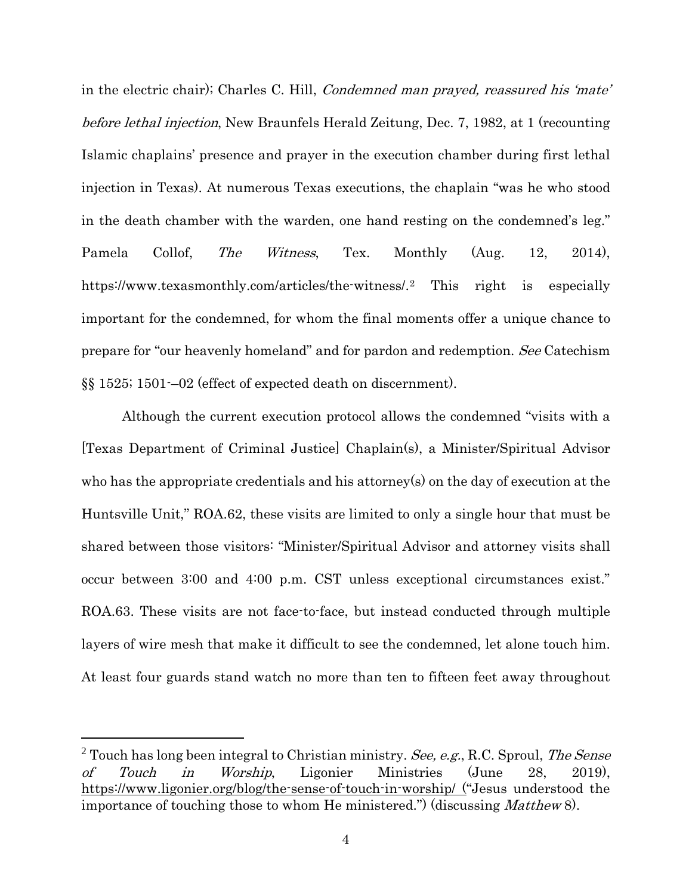in the electric chair); Charles C. Hill, *Condemned man prayed, reassured his 'mate' before lethal injection*, New Braunfels Herald Zeitung, Dec. 7, 1982, at 1 (recounting Islamic chaplains' presence and prayer in the execution chamber during first lethal injection in Texas). At numerous Texas executions, the chaplain "was he who stood in the death chamber with the warden, one hand resting on the condemned's leg." Pamela Collof, *The Witness*, Tex. Monthly (Aug. 12, 2014), https://www.texasmonthly.com/articles/the-witness/.[2] This right is especially important for the condemned, for whom the final moments offer a unique chance to prepare for "our heavenly homeland" and for pardon and redemption. *See* Catechism §§ 1525; 1501-–02 (effect of expected death on discernment).

Although the current execution protocol allows the condemned "visits with a [Texas Department of Criminal Justice] Chaplain(s), a Minister/Spiritual Advisor who has the appropriate credentials and his attorney(s) on the day of execution at the Huntsville Unit," ROA.62, these visits are limited to only a single hour that must be shared between those visitors: "Minister/Spiritual Advisor and attorney visits shall occur between 3:00 and 4:00 p.m. CST unless exceptional circumstances exist." ROA.63. These visits are not face-to-face, but instead conducted through multiple layers of wire mesh that make it difficult to see the condemned, let alone touch him. At least four guards stand watch no more than ten to fifteen feet away throughout

---

[2] Touch has long been integral to Christian ministry. *See, e.g.*, R.C. Sproul, *The Sense of Touch in Worship*, Ligonier Ministries (June 28, 2019), https://www.ligonier.org/blog/the-sense-of-touch-in-worship/ ("Jesus understood the importance of touching those to whom He ministered.") (discussing *Matthew* 8).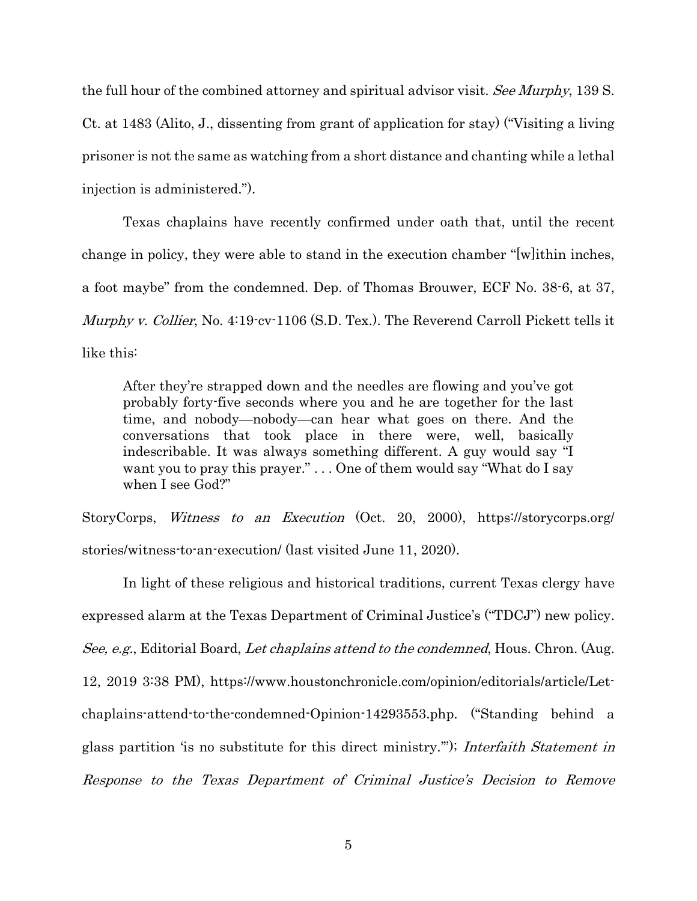the full hour of the combined attorney and spiritual advisor visit. *See Murphy*, 139 S. Ct. at 1483 (Alito, J., dissenting from grant of application for stay) ("Visiting a living prisoner is not the same as watching from a short distance and chanting while a lethal injection is administered.").

Texas chaplains have recently confirmed under oath that, until the recent change in policy, they were able to stand in the execution chamber "[w]ithin inches, a foot maybe" from the condemned. Dep. of Thomas Brouwer, ECF No. 38-6, at 37, *Murphy v. Collier*, No. 4:19-cv-1106 (S.D. Tex.). The Reverend Carroll Pickett tells it like this:

> After they're strapped down and the needles are flowing and you've got probably forty-five seconds where you and he are together for the last time, and nobody—nobody—can hear what goes on there. And the conversations that took place in there were, well, basically indescribable. It was always something different. A guy would say "I want you to pray this prayer." . . . One of them would say "What do I say when I see God?"

StoryCorps, *Witness to an Execution* (Oct. 20, 2000), https://storycorps.org/stories/witness-to-an-execution/ (last visited June 11, 2020).

In light of these religious and historical traditions, current Texas clergy have expressed alarm at the Texas Department of Criminal Justice's ("TDCJ") new policy. *See, e.g.*, Editorial Board, *Let chaplains attend to the condemned*, Hous. Chron. (Aug. 12, 2019 3:38 PM), https://www.houstonchronicle.com/opinion/editorials/article/Let-chaplains-attend-to-the-condemned-Opinion-14293553.php. ("Standing behind a glass partition 'is no substitute for this direct ministry.'"); *Interfaith Statement in Response to the Texas Department of Criminal Justice's Decision to Remove*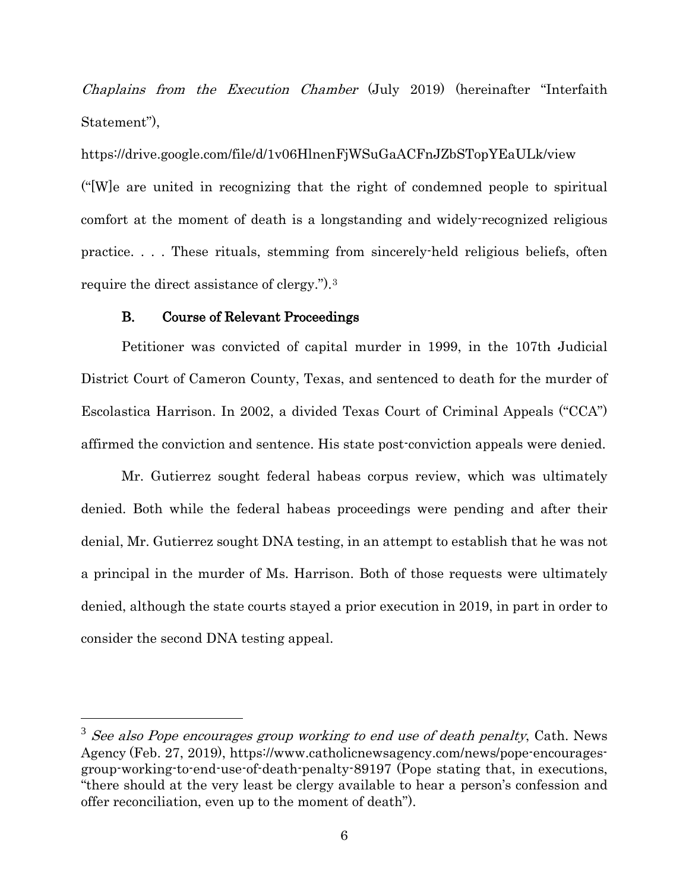*Chaplains from the Execution Chamber* (July 2019) (hereinafter "Interfaith Statement"),

https://drive.google.com/file/d/1v06HlnenFjWSuGaACFnJZbSTopYEaULk/view

("[W]e are united in recognizing that the right of condemned people to spiritual comfort at the moment of death is a longstanding and widely-recognized religious practice. . . . These rituals, stemming from sincerely-held religious beliefs, often require the direct assistance of clergy.").[3]

### B. Course of Relevant Proceedings

Petitioner was convicted of capital murder in 1999, in the 107th Judicial District Court of Cameron County, Texas, and sentenced to death for the murder of Escolastica Harrison. In 2002, a divided Texas Court of Criminal Appeals ("CCA") affirmed the conviction and sentence. His state post-conviction appeals were denied.

Mr. Gutierrez sought federal habeas corpus review, which was ultimately denied. Both while the federal habeas proceedings were pending and after their denial, Mr. Gutierrez sought DNA testing, in an attempt to establish that he was not a principal in the murder of Ms. Harrison. Both of those requests were ultimately denied, although the state courts stayed a prior execution in 2019, in part in order to consider the second DNA testing appeal.

---

[3] *See also Pope encourages group working to end use of death penalty*, Cath. News Agency (Feb. 27, 2019), https://www.catholicnewsagency.com/news/pope-encourages-group-working-to-end-use-of-death-penalty-89197 (Pope stating that, in executions, "there should at the very least be clergy available to hear a person's confession and offer reconciliation, even up to the moment of death").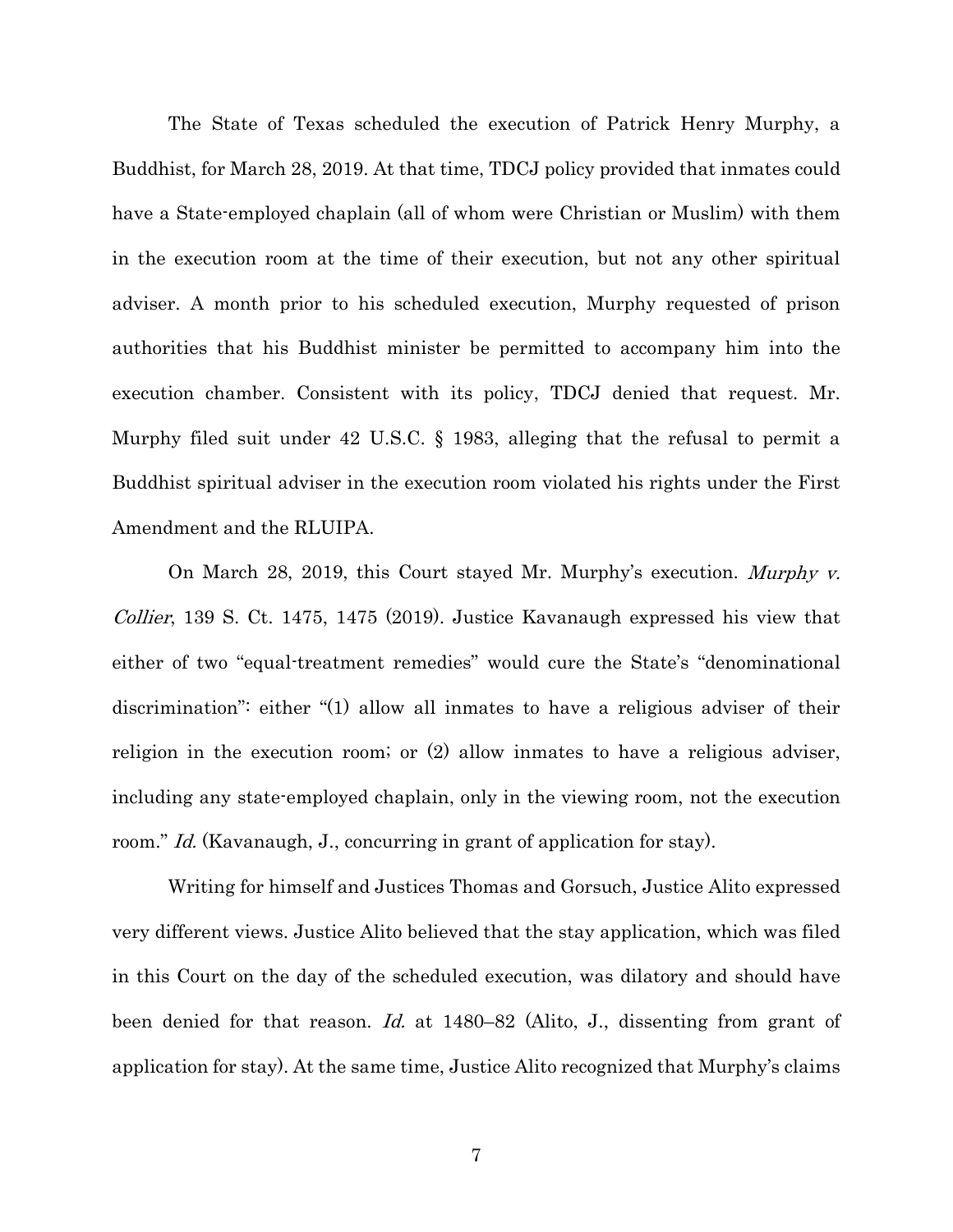The State of Texas scheduled the execution of Patrick Henry Murphy, a Buddhist, for March 28, 2019. At that time, TDCJ policy provided that inmates could have a State-employed chaplain (all of whom were Christian or Muslim) with them in the execution room at the time of their execution, but not any other spiritual adviser. A month prior to his scheduled execution, Murphy requested of prison authorities that his Buddhist minister be permitted to accompany him into the execution chamber. Consistent with its policy, TDCJ denied that request. Mr. Murphy filed suit under 42 U.S.C. § 1983, alleging that the refusal to permit a Buddhist spiritual adviser in the execution room violated his rights under the First Amendment and the RLUIPA.

On March 28, 2019, this Court stayed Mr. Murphy's execution. *Murphy v. Collier*, 139 S. Ct. 1475, 1475 (2019). Justice Kavanaugh expressed his view that either of two "equal-treatment remedies" would cure the State's "denominational discrimination": either "(1) allow all inmates to have a religious adviser of their religion in the execution room; or (2) allow inmates to have a religious adviser, including any state-employed chaplain, only in the viewing room, not the execution room." *Id.* (Kavanaugh, J., concurring in grant of application for stay).

Writing for himself and Justices Thomas and Gorsuch, Justice Alito expressed very different views. Justice Alito believed that the stay application, which was filed in this Court on the day of the scheduled execution, was dilatory and should have been denied for that reason. *Id.* at 1480–82 (Alito, J., dissenting from grant of application for stay). At the same time, Justice Alito recognized that Murphy's claims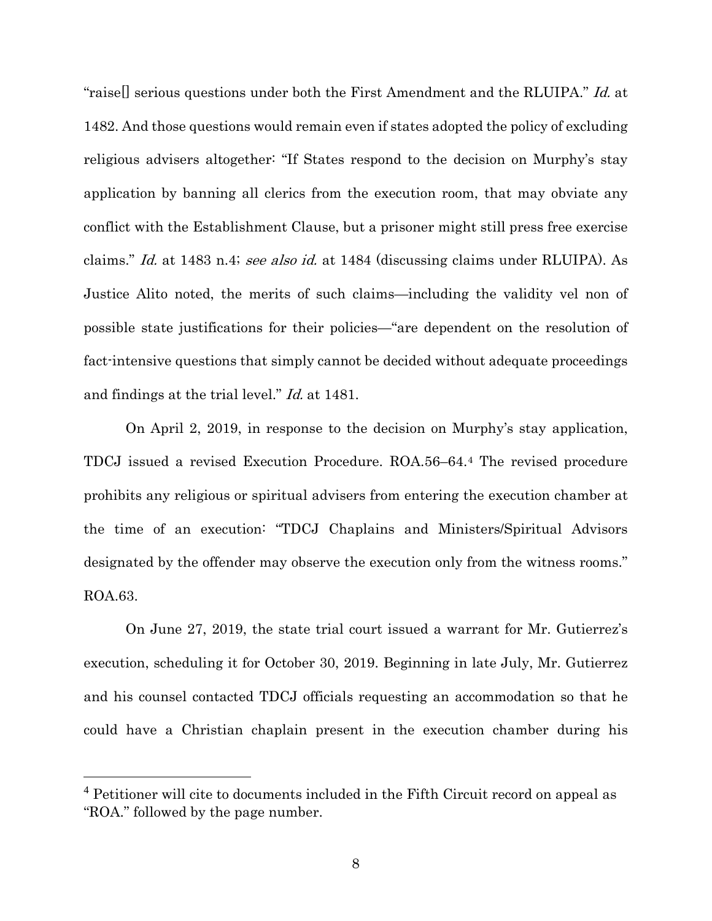"raise[] serious questions under both the First Amendment and the RLUIPA." *Id.* at 1482. And those questions would remain even if states adopted the policy of excluding religious advisers altogether: "If States respond to the decision on Murphy's stay application by banning all clerics from the execution room, that may obviate any conflict with the Establishment Clause, but a prisoner might still press free exercise claims." *Id.* at 1483 n.4; *see also id.* at 1484 (discussing claims under RLUIPA). As Justice Alito noted, the merits of such claims—including the validity vel non of possible state justifications for their policies—"are dependent on the resolution of fact-intensive questions that simply cannot be decided without adequate proceedings and findings at the trial level." *Id.* at 1481.

On April 2, 2019, in response to the decision on Murphy's stay application, TDCJ issued a revised Execution Procedure. ROA.56–64.[4] The revised procedure prohibits any religious or spiritual advisers from entering the execution chamber at the time of an execution: "TDCJ Chaplains and Ministers/Spiritual Advisors designated by the offender may observe the execution only from the witness rooms." ROA.63.

On June 27, 2019, the state trial court issued a warrant for Mr. Gutierrez's execution, scheduling it for October 30, 2019. Beginning in late July, Mr. Gutierrez and his counsel contacted TDCJ officials requesting an accommodation so that he could have a Christian chaplain present in the execution chamber during his

[4] Petitioner will cite to documents included in the Fifth Circuit record on appeal as "ROA." followed by the page number.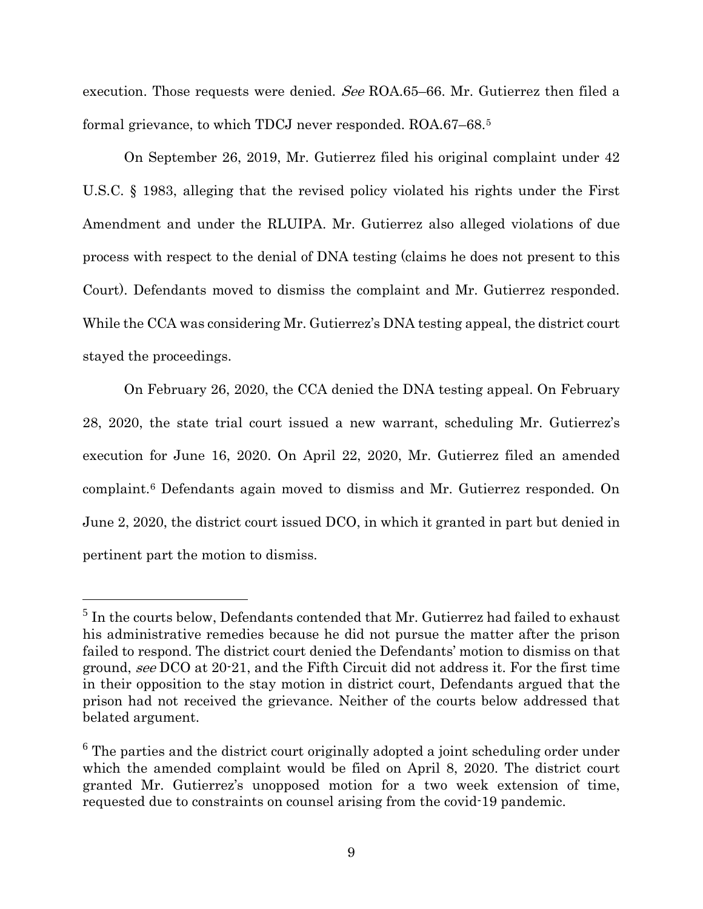execution. Those requests were denied. *See* ROA.65–66. Mr. Gutierrez then filed a formal grievance, to which TDCJ never responded. ROA.67–68.[5]

On September 26, 2019, Mr. Gutierrez filed his original complaint under 42 U.S.C. § 1983, alleging that the revised policy violated his rights under the First Amendment and under the RLUIPA. Mr. Gutierrez also alleged violations of due process with respect to the denial of DNA testing (claims he does not present to this Court). Defendants moved to dismiss the complaint and Mr. Gutierrez responded. While the CCA was considering Mr. Gutierrez's DNA testing appeal, the district court stayed the proceedings.

On February 26, 2020, the CCA denied the DNA testing appeal. On February 28, 2020, the state trial court issued a new warrant, scheduling Mr. Gutierrez's execution for June 16, 2020. On April 22, 2020, Mr. Gutierrez filed an amended complaint.[6] Defendants again moved to dismiss and Mr. Gutierrez responded. On June 2, 2020, the district court issued DCO, in which it granted in part but denied in pertinent part the motion to dismiss.

---

[5] In the courts below, Defendants contended that Mr. Gutierrez had failed to exhaust his administrative remedies because he did not pursue the matter after the prison failed to respond. The district court denied the Defendants' motion to dismiss on that ground, *see* DCO at 20-21, and the Fifth Circuit did not address it. For the first time in their opposition to the stay motion in district court, Defendants argued that the prison had not received the grievance. Neither of the courts below addressed that belated argument.

[6] The parties and the district court originally adopted a joint scheduling order under which the amended complaint would be filed on April 8, 2020. The district court granted Mr. Gutierrez's unopposed motion for a two week extension of time, requested due to constraints on counsel arising from the covid-19 pandemic.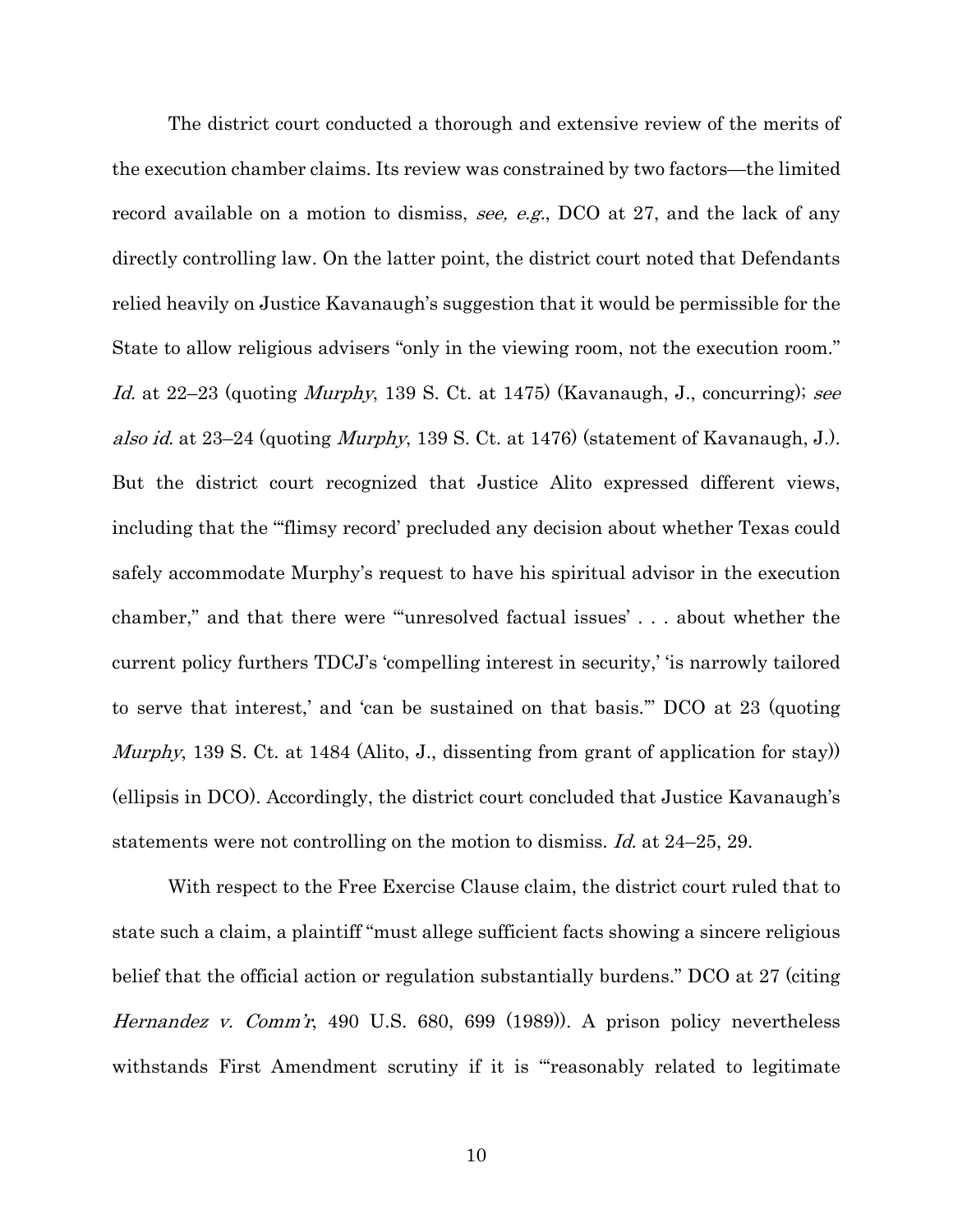The district court conducted a thorough and extensive review of the merits of the execution chamber claims. Its review was constrained by two factors—the limited record available on a motion to dismiss, *see, e.g.*, DCO at 27, and the lack of any directly controlling law. On the latter point, the district court noted that Defendants relied heavily on Justice Kavanaugh's suggestion that it would be permissible for the State to allow religious advisers "only in the viewing room, not the execution room." *Id.* at 22–23 (quoting *Murphy*, 139 S. Ct. at 1475) (Kavanaugh, J., concurring); *see also id.* at 23–24 (quoting *Murphy*, 139 S. Ct. at 1476) (statement of Kavanaugh, J.). But the district court recognized that Justice Alito expressed different views, including that the "'flimsy record' precluded any decision about whether Texas could safely accommodate Murphy's request to have his spiritual advisor in the execution chamber," and that there were "'unresolved factual issues' . . . about whether the current policy furthers TDCJ's 'compelling interest in security,' 'is narrowly tailored to serve that interest,' and 'can be sustained on that basis.'" DCO at 23 (quoting *Murphy*, 139 S. Ct. at 1484 (Alito, J., dissenting from grant of application for stay)) (ellipsis in DCO). Accordingly, the district court concluded that Justice Kavanaugh's statements were not controlling on the motion to dismiss. *Id.* at 24–25, 29.

With respect to the Free Exercise Clause claim, the district court ruled that to state such a claim, a plaintiff "must allege sufficient facts showing a sincere religious belief that the official action or regulation substantially burdens." DCO at 27 (citing *Hernandez v. Comm'r*, 490 U.S. 680, 699 (1989)). A prison policy nevertheless withstands First Amendment scrutiny if it is "'reasonably related to legitimate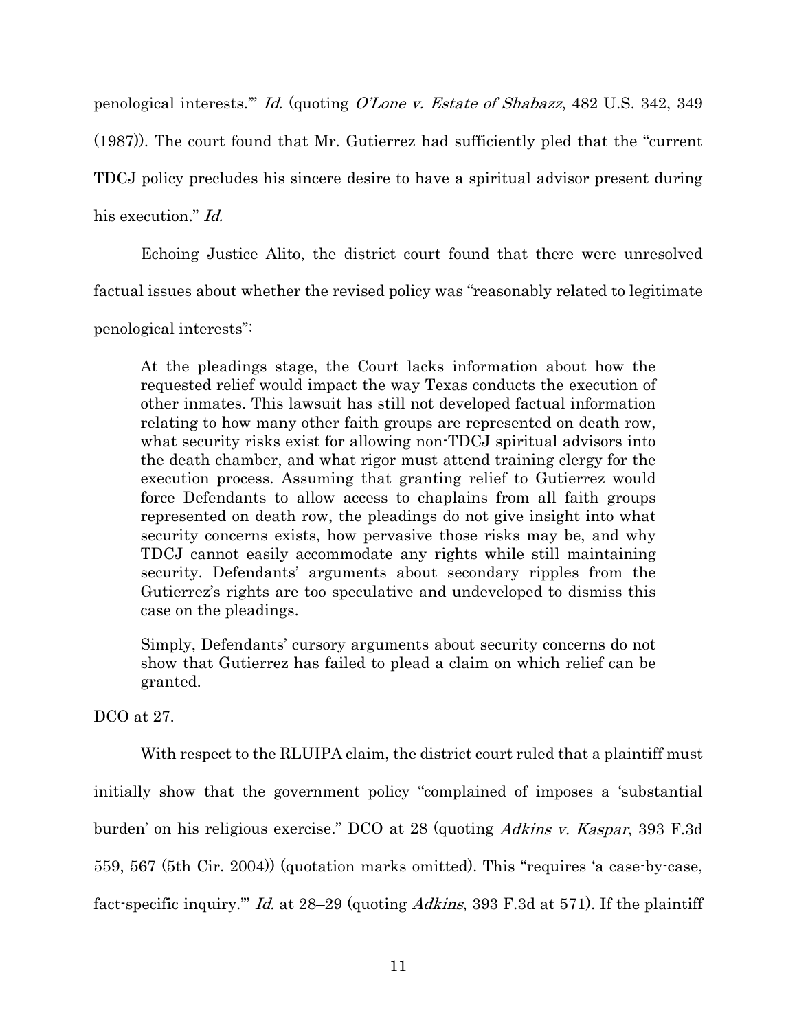penological interests.'" *Id.* (quoting *O'Lone v. Estate of Shabazz*, 482 U.S. 342, 349 (1987)). The court found that Mr. Gutierrez had sufficiently pled that the "current TDCJ policy precludes his sincere desire to have a spiritual advisor present during his execution." *Id.*

Echoing Justice Alito, the district court found that there were unresolved factual issues about whether the revised policy was "reasonably related to legitimate penological interests":

> At the pleadings stage, the Court lacks information about how the requested relief would impact the way Texas conducts the execution of other inmates. This lawsuit has still not developed factual information relating to how many other faith groups are represented on death row, what security risks exist for allowing non-TDCJ spiritual advisors into the death chamber, and what rigor must attend training clergy for the execution process. Assuming that granting relief to Gutierrez would force Defendants to allow access to chaplains from all faith groups represented on death row, the pleadings do not give insight into what security concerns exists, how pervasive those risks may be, and why TDCJ cannot easily accommodate any rights while still maintaining security. Defendants' arguments about secondary ripples from the Gutierrez's rights are too speculative and undeveloped to dismiss this case on the pleadings.
>
> Simply, Defendants' cursory arguments about security concerns do not show that Gutierrez has failed to plead a claim on which relief can be granted.

DCO at 27.

With respect to the RLUIPA claim, the district court ruled that a plaintiff must initially show that the government policy "complained of imposes a 'substantial burden' on his religious exercise." DCO at 28 (quoting *Adkins v. Kaspar*, 393 F.3d 559, 567 (5th Cir. 2004)) (quotation marks omitted). This "requires 'a case-by-case, fact-specific inquiry.'" *Id.* at 28–29 (quoting *Adkins*, 393 F.3d at 571). If the plaintiff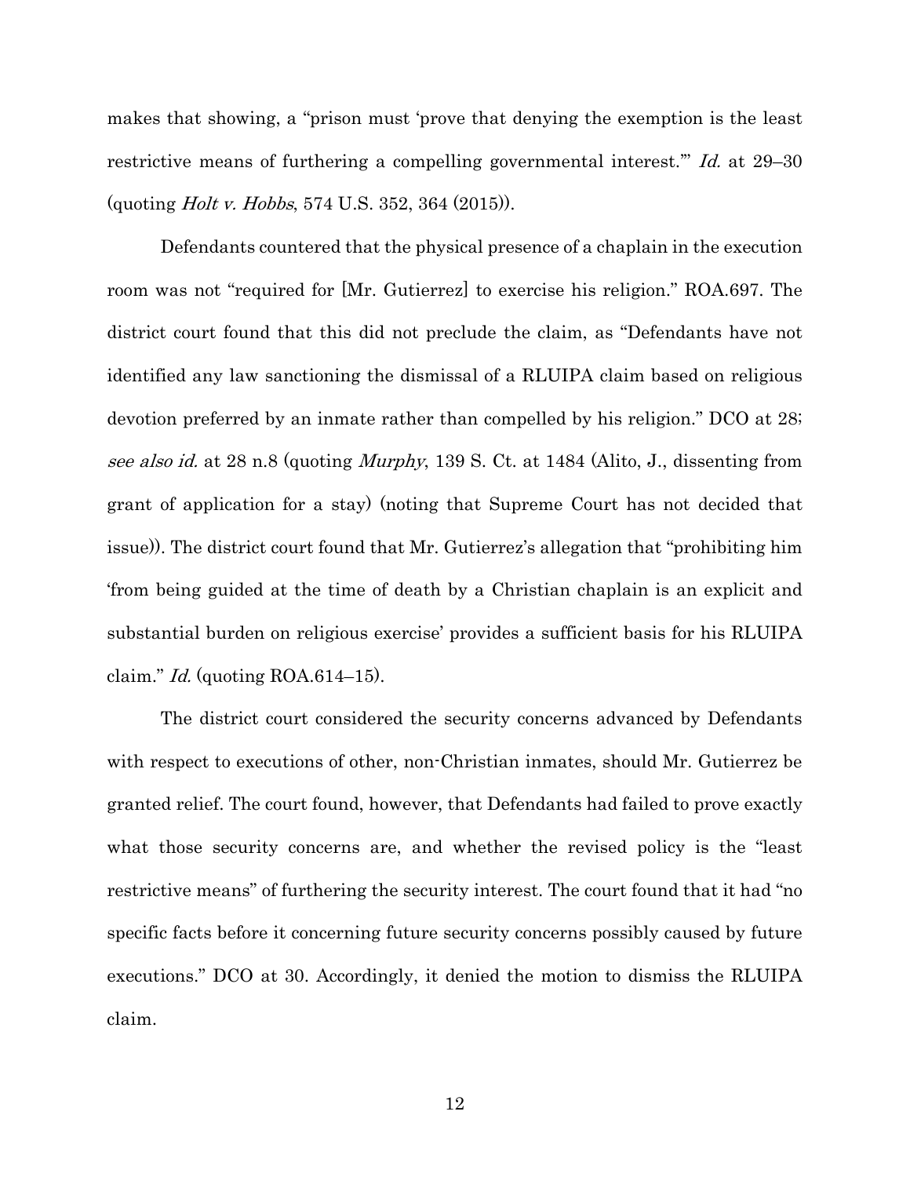makes that showing, a "prison must 'prove that denying the exemption is the least restrictive means of furthering a compelling governmental interest.'" *Id.* at 29–30 (quoting *Holt v. Hobbs*, 574 U.S. 352, 364 (2015)).

Defendants countered that the physical presence of a chaplain in the execution room was not "required for [Mr. Gutierrez] to exercise his religion." ROA.697. The district court found that this did not preclude the claim, as "Defendants have not identified any law sanctioning the dismissal of a RLUIPA claim based on religious devotion preferred by an inmate rather than compelled by his religion." DCO at 28; *see also id.* at 28 n.8 (quoting *Murphy*, 139 S. Ct. at 1484 (Alito, J., dissenting from grant of application for a stay) (noting that Supreme Court has not decided that issue)). The district court found that Mr. Gutierrez's allegation that "prohibiting him 'from being guided at the time of death by a Christian chaplain is an explicit and substantial burden on religious exercise' provides a sufficient basis for his RLUIPA claim." *Id.* (quoting ROA.614–15).

The district court considered the security concerns advanced by Defendants with respect to executions of other, non-Christian inmates, should Mr. Gutierrez be granted relief. The court found, however, that Defendants had failed to prove exactly what those security concerns are, and whether the revised policy is the "least restrictive means" of furthering the security interest. The court found that it had "no specific facts before it concerning future security concerns possibly caused by future executions." DCO at 30. Accordingly, it denied the motion to dismiss the RLUIPA claim.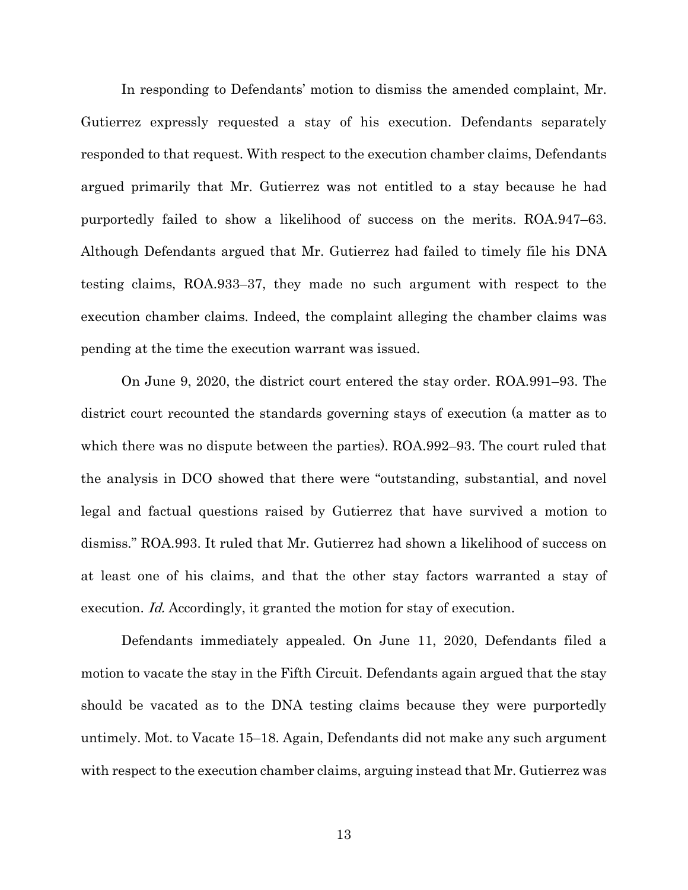In responding to Defendants' motion to dismiss the amended complaint, Mr. Gutierrez expressly requested a stay of his execution. Defendants separately responded to that request. With respect to the execution chamber claims, Defendants argued primarily that Mr. Gutierrez was not entitled to a stay because he had purportedly failed to show a likelihood of success on the merits. ROA.947–63. Although Defendants argued that Mr. Gutierrez had failed to timely file his DNA testing claims, ROA.933–37, they made no such argument with respect to the execution chamber claims. Indeed, the complaint alleging the chamber claims was pending at the time the execution warrant was issued.

On June 9, 2020, the district court entered the stay order. ROA.991–93. The district court recounted the standards governing stays of execution (a matter as to which there was no dispute between the parties). ROA.992–93. The court ruled that the analysis in DCO showed that there were "outstanding, substantial, and novel legal and factual questions raised by Gutierrez that have survived a motion to dismiss." ROA.993. It ruled that Mr. Gutierrez had shown a likelihood of success on at least one of his claims, and that the other stay factors warranted a stay of execution. *Id.* Accordingly, it granted the motion for stay of execution.

Defendants immediately appealed. On June 11, 2020, Defendants filed a motion to vacate the stay in the Fifth Circuit. Defendants again argued that the stay should be vacated as to the DNA testing claims because they were purportedly untimely. Mot. to Vacate 15–18. Again, Defendants did not make any such argument with respect to the execution chamber claims, arguing instead that Mr. Gutierrez was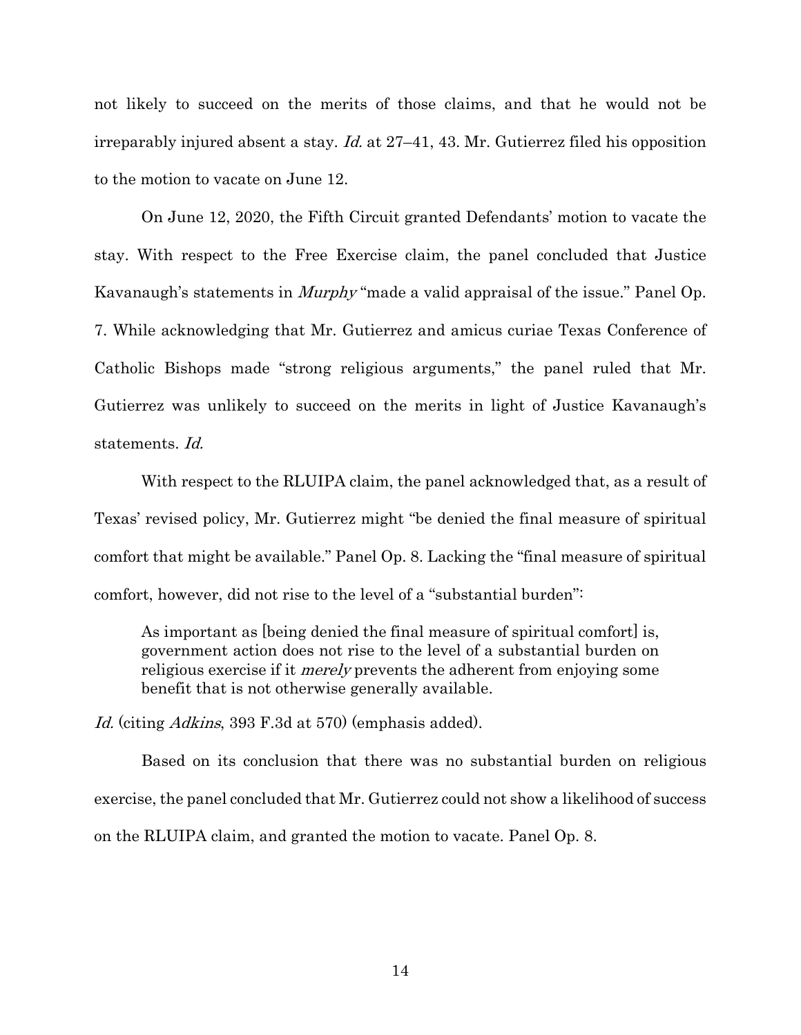not likely to succeed on the merits of those claims, and that he would not be irreparably injured absent a stay. *Id.* at 27–41, 43. Mr. Gutierrez filed his opposition to the motion to vacate on June 12.

On June 12, 2020, the Fifth Circuit granted Defendants' motion to vacate the stay. With respect to the Free Exercise claim, the panel concluded that Justice Kavanaugh's statements in *Murphy* "made a valid appraisal of the issue." Panel Op. 7. While acknowledging that Mr. Gutierrez and amicus curiae Texas Conference of Catholic Bishops made "strong religious arguments," the panel ruled that Mr. Gutierrez was unlikely to succeed on the merits in light of Justice Kavanaugh's statements. *Id.*

With respect to the RLUIPA claim, the panel acknowledged that, as a result of Texas' revised policy, Mr. Gutierrez might "be denied the final measure of spiritual comfort that might be available." Panel Op. 8. Lacking the "final measure of spiritual comfort, however, did not rise to the level of a "substantial burden":

> As important as [being denied the final measure of spiritual comfort] is, government action does not rise to the level of a substantial burden on religious exercise if it *merely* prevents the adherent from enjoying some benefit that is not otherwise generally available.

*Id.* (citing *Adkins*, 393 F.3d at 570) (emphasis added).

Based on its conclusion that there was no substantial burden on religious exercise, the panel concluded that Mr. Gutierrez could not show a likelihood of success on the RLUIPA claim, and granted the motion to vacate. Panel Op. 8.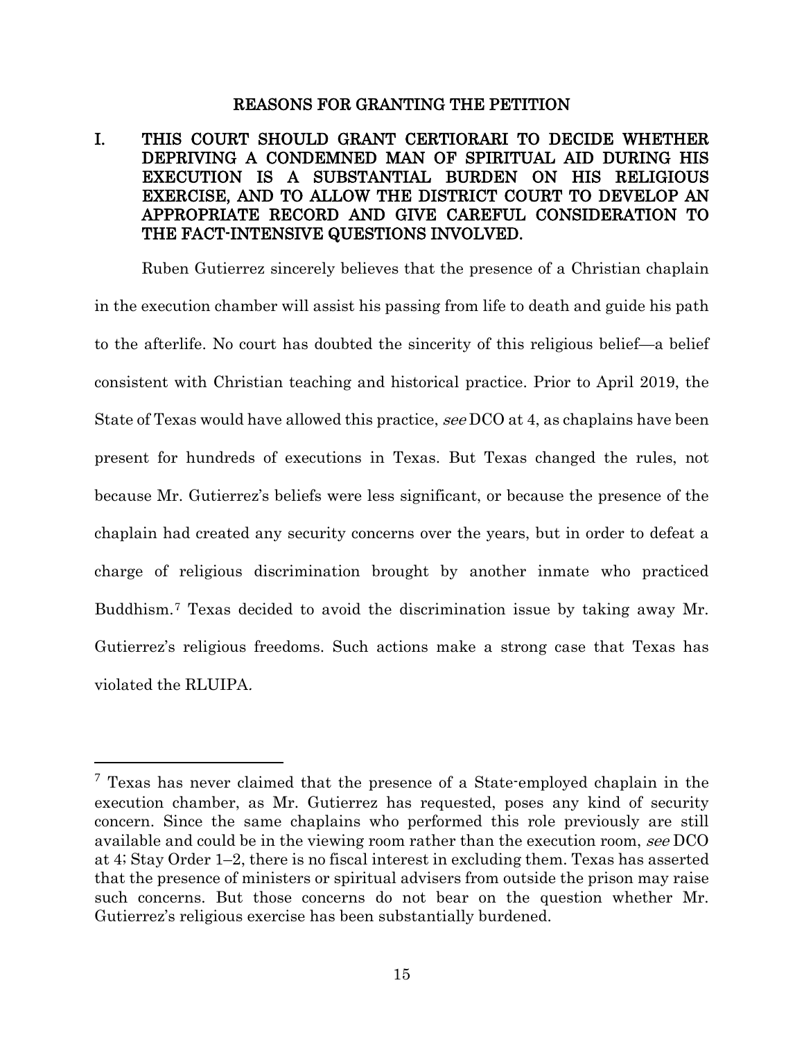## REASONS FOR GRANTING THE PETITION

### I. THIS COURT SHOULD GRANT CERTIORARI TO DECIDE WHETHER DEPRIVING A CONDEMNED MAN OF SPIRITUAL AID DURING HIS EXECUTION IS A SUBSTANTIAL BURDEN ON HIS RELIGIOUS EXERCISE, AND TO ALLOW THE DISTRICT COURT TO DEVELOP AN APPROPRIATE RECORD AND GIVE CAREFUL CONSIDERATION TO THE FACT-INTENSIVE QUESTIONS INVOLVED.

Ruben Gutierrez sincerely believes that the presence of a Christian chaplain in the execution chamber will assist his passing from life to death and guide his path to the afterlife. No court has doubted the sincerity of this religious belief—a belief consistent with Christian teaching and historical practice. Prior to April 2019, the State of Texas would have allowed this practice, *see* DCO at 4, as chaplains have been present for hundreds of executions in Texas. But Texas changed the rules, not because Mr. Gutierrez's beliefs were less significant, or because the presence of the chaplain had created any security concerns over the years, but in order to defeat a charge of religious discrimination brought by another inmate who practiced Buddhism.[7] Texas decided to avoid the discrimination issue by taking away Mr. Gutierrez's religious freedoms. Such actions make a strong case that Texas has violated the RLUIPA.

---

[7] Texas has never claimed that the presence of a State-employed chaplain in the execution chamber, as Mr. Gutierrez has requested, poses any kind of security concern. Since the same chaplains who performed this role previously are still available and could be in the viewing room rather than the execution room, *see* DCO at 4; Stay Order 1–2, there is no fiscal interest in excluding them. Texas has asserted that the presence of ministers or spiritual advisers from outside the prison may raise such concerns. But those concerns do not bear on the question whether Mr. Gutierrez's religious exercise has been substantially burdened.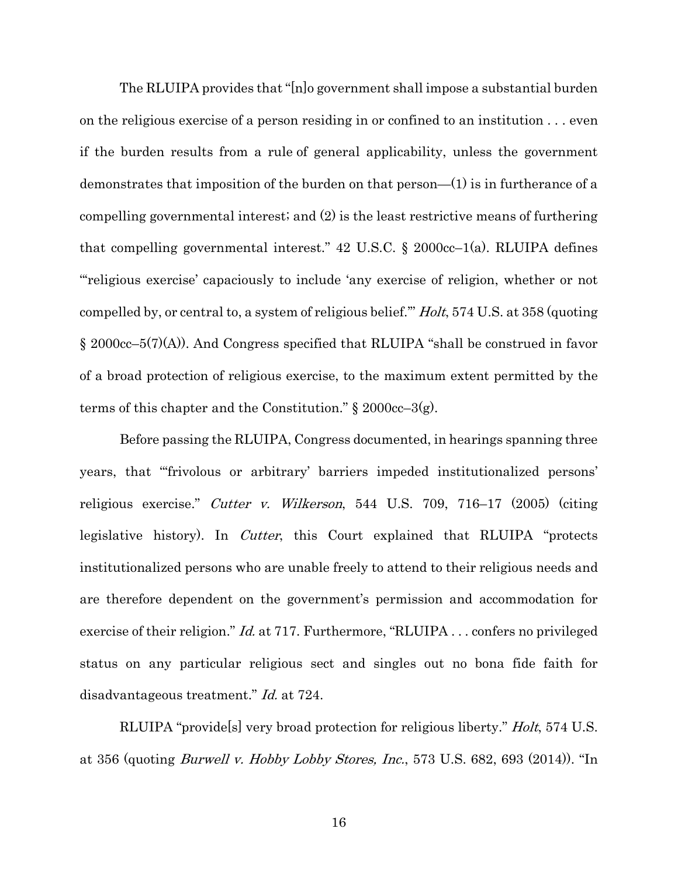The RLUIPA provides that "[n]o government shall impose a substantial burden on the religious exercise of a person residing in or confined to an institution . . . even if the burden results from a rule of general applicability, unless the government demonstrates that imposition of the burden on that person—(1) is in furtherance of a compelling governmental interest; and (2) is the least restrictive means of furthering that compelling governmental interest." 42 U.S.C. § 2000cc–1(a). RLUIPA defines "'religious exercise' capaciously to include 'any exercise of religion, whether or not compelled by, or central to, a system of religious belief.'" *Holt*, 574 U.S. at 358 (quoting § 2000cc–5(7)(A)). And Congress specified that RLUIPA "shall be construed in favor of a broad protection of religious exercise, to the maximum extent permitted by the terms of this chapter and the Constitution." § 2000cc–3(g).

Before passing the RLUIPA, Congress documented, in hearings spanning three years, that "'frivolous or arbitrary' barriers impeded institutionalized persons' religious exercise." *Cutter v. Wilkerson*, 544 U.S. 709, 716–17 (2005) (citing legislative history). In *Cutter*, this Court explained that RLUIPA "protects institutionalized persons who are unable freely to attend to their religious needs and are therefore dependent on the government's permission and accommodation for exercise of their religion." *Id.* at 717. Furthermore, "RLUIPA . . . confers no privileged status on any particular religious sect and singles out no bona fide faith for disadvantageous treatment." *Id.* at 724.

RLUIPA "provide[s] very broad protection for religious liberty." *Holt*, 574 U.S. at 356 (quoting *Burwell v. Hobby Lobby Stores, Inc.*, 573 U.S. 682, 693 (2014)). "In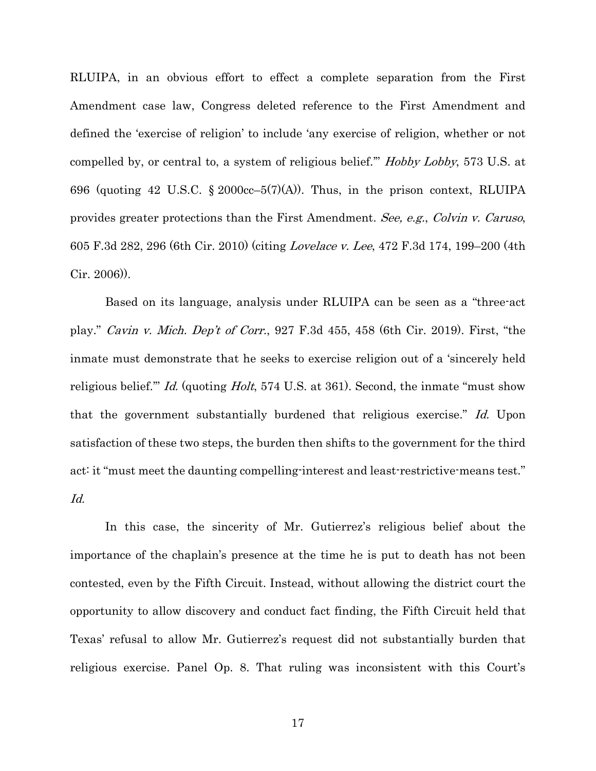RLUIPA, in an obvious effort to effect a complete separation from the First Amendment case law, Congress deleted reference to the First Amendment and defined the 'exercise of religion' to include 'any exercise of religion, whether or not compelled by, or central to, a system of religious belief.'" *Hobby Lobby*, 573 U.S. at 696 (quoting 42 U.S.C. § 2000cc–5(7)(A)). Thus, in the prison context, RLUIPA provides greater protections than the First Amendment. *See, e.g.*, *Colvin v. Caruso*, 605 F.3d 282, 296 (6th Cir. 2010) (citing *Lovelace v. Lee*, 472 F.3d 174, 199–200 (4th Cir. 2006)).

Based on its language, analysis under RLUIPA can be seen as a "three-act play." *Cavin v. Mich. Dep't of Corr.*, 927 F.3d 455, 458 (6th Cir. 2019). First, "the inmate must demonstrate that he seeks to exercise religion out of a 'sincerely held religious belief.'" *Id.* (quoting *Holt*, 574 U.S. at 361). Second, the inmate "must show that the government substantially burdened that religious exercise." *Id.* Upon satisfaction of these two steps, the burden then shifts to the government for the third act: it "must meet the daunting compelling-interest and least-restrictive-means test." *Id.*

In this case, the sincerity of Mr. Gutierrez's religious belief about the importance of the chaplain's presence at the time he is put to death has not been contested, even by the Fifth Circuit. Instead, without allowing the district court the opportunity to allow discovery and conduct fact finding, the Fifth Circuit held that Texas' refusal to allow Mr. Gutierrez's request did not substantially burden that religious exercise. Panel Op. 8. That ruling was inconsistent with this Court's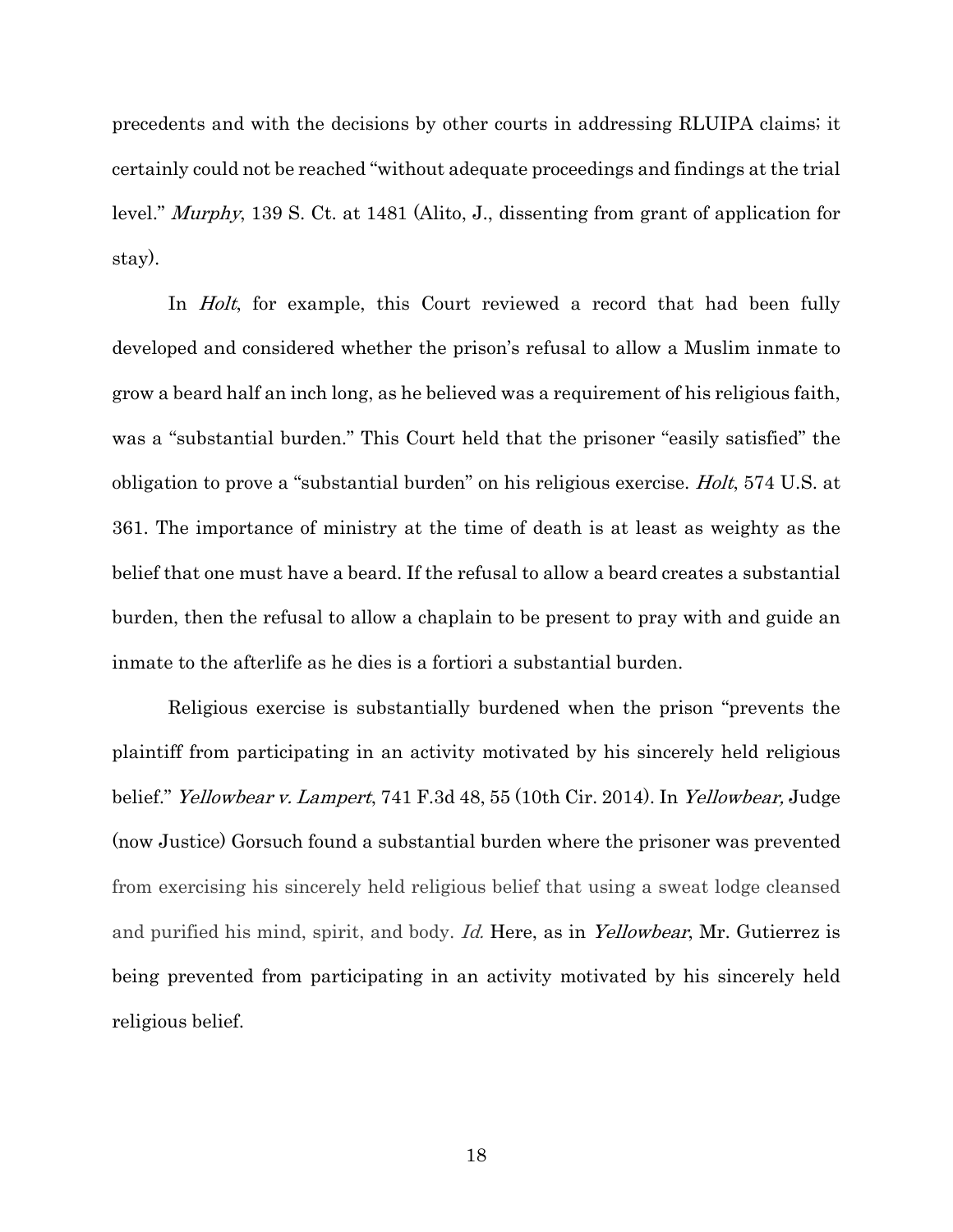precedents and with the decisions by other courts in addressing RLUIPA claims; it certainly could not be reached "without adequate proceedings and findings at the trial level." *Murphy*, 139 S. Ct. at 1481 (Alito, J., dissenting from grant of application for stay).

In *Holt*, for example, this Court reviewed a record that had been fully developed and considered whether the prison's refusal to allow a Muslim inmate to grow a beard half an inch long, as he believed was a requirement of his religious faith, was a "substantial burden." This Court held that the prisoner "easily satisfied" the obligation to prove a "substantial burden" on his religious exercise. *Holt*, 574 U.S. at 361. The importance of ministry at the time of death is at least as weighty as the belief that one must have a beard. If the refusal to allow a beard creates a substantial burden, then the refusal to allow a chaplain to be present to pray with and guide an inmate to the afterlife as he dies is a fortiori a substantial burden.

Religious exercise is substantially burdened when the prison "prevents the plaintiff from participating in an activity motivated by his sincerely held religious belief." *Yellowbear v. Lampert*, 741 F.3d 48, 55 (10th Cir. 2014). In *Yellowbear,* Judge (now Justice) Gorsuch found a substantial burden where the prisoner was prevented from exercising his sincerely held religious belief that using a sweat lodge cleansed and purified his mind, spirit, and body. *Id.* Here, as in *Yellowbear*, Mr. Gutierrez is being prevented from participating in an activity motivated by his sincerely held religious belief.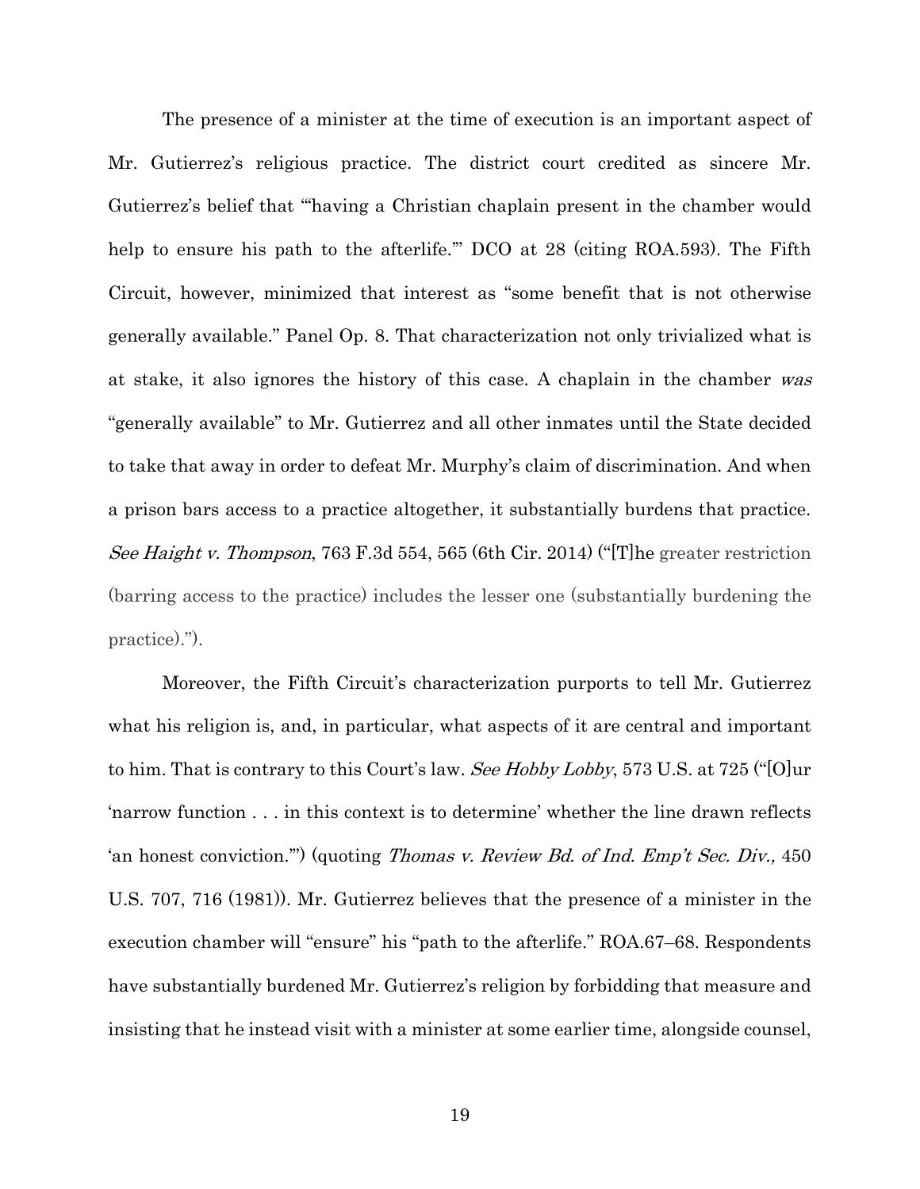The presence of a minister at the time of execution is an important aspect of Mr. Gutierrez's religious practice. The district court credited as sincere Mr. Gutierrez's belief that "'having a Christian chaplain present in the chamber would help to ensure his path to the afterlife.'" DCO at 28 (citing ROA.593). The Fifth Circuit, however, minimized that interest as "some benefit that is not otherwise generally available." Panel Op. 8. That characterization not only trivialized what is at stake, it also ignores the history of this case. A chaplain in the chamber *was* "generally available" to Mr. Gutierrez and all other inmates until the State decided to take that away in order to defeat Mr. Murphy's claim of discrimination. And when a prison bars access to a practice altogether, it substantially burdens that practice. *See Haight v. Thompson*, 763 F.3d 554, 565 (6th Cir. 2014) ("[T]he greater restriction (barring access to the practice) includes the lesser one (substantially burdening the practice).").

Moreover, the Fifth Circuit's characterization purports to tell Mr. Gutierrez what his religion is, and, in particular, what aspects of it are central and important to him. That is contrary to this Court's law. *See Hobby Lobby*, 573 U.S. at 725 ("[O]ur 'narrow function . . . in this context is to determine' whether the line drawn reflects 'an honest conviction.'") (quoting *Thomas v. Review Bd. of Ind. Emp't Sec. Div.,* 450 U.S. 707, 716 (1981)). Mr. Gutierrez believes that the presence of a minister in the execution chamber will "ensure" his "path to the afterlife." ROA.67–68. Respondents have substantially burdened Mr. Gutierrez's religion by forbidding that measure and insisting that he instead visit with a minister at some earlier time, alongside counsel,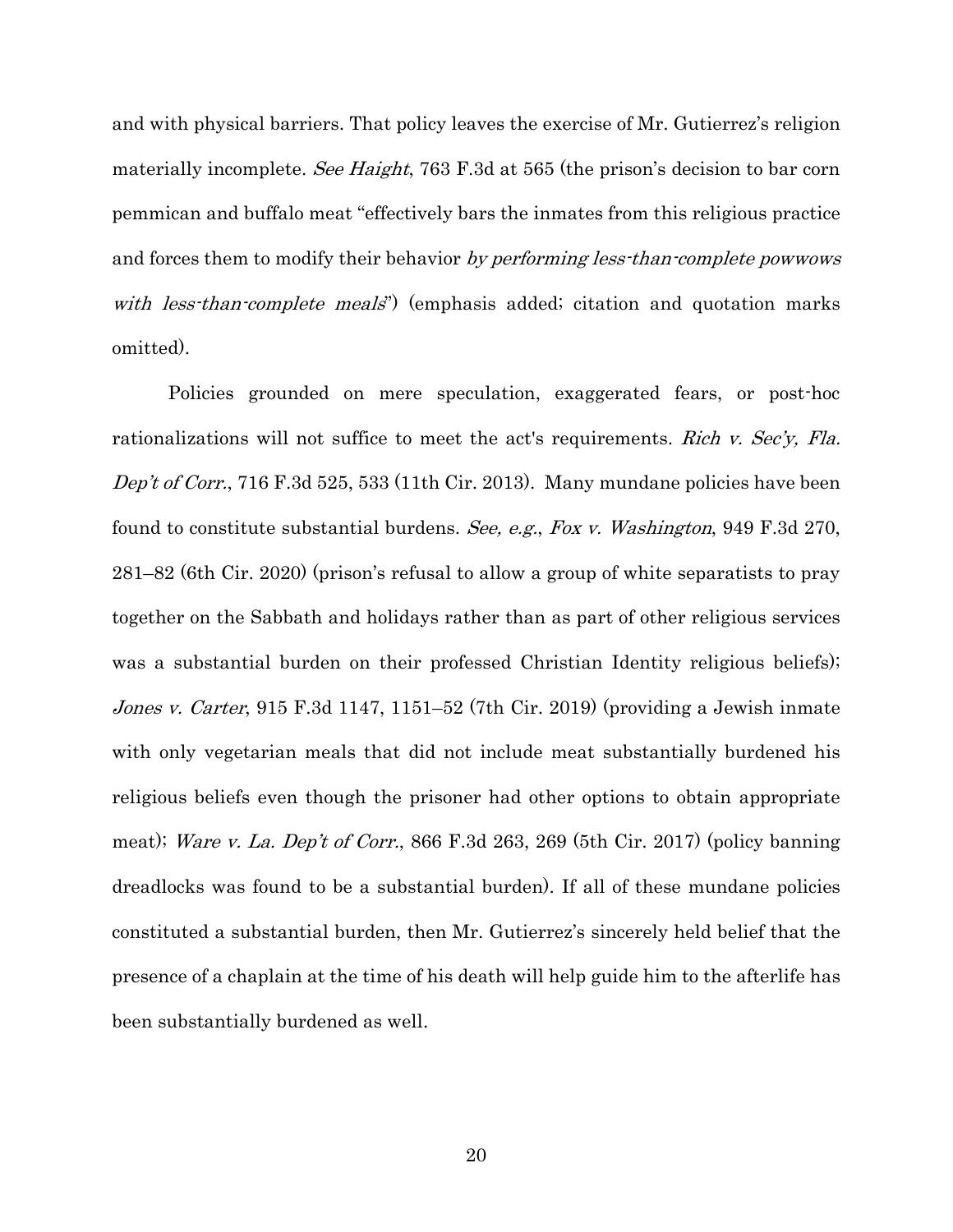and with physical barriers. That policy leaves the exercise of Mr. Gutierrez's religion materially incomplete. *See Haight*, 763 F.3d at 565 (the prison's decision to bar corn pemmican and buffalo meat "effectively bars the inmates from this religious practice and forces them to modify their behavior *by performing less-than-complete powwows with less-than-complete meals*") (emphasis added; citation and quotation marks omitted).

Policies grounded on mere speculation, exaggerated fears, or post-hoc rationalizations will not suffice to meet the act's requirements. *Rich v. Sec'y, Fla. Dep't of Corr.*, 716 F.3d 525, 533 (11th Cir. 2013). Many mundane policies have been found to constitute substantial burdens. *See, e.g.*, *Fox v. Washington*, 949 F.3d 270, 281–82 (6th Cir. 2020) (prison's refusal to allow a group of white separatists to pray together on the Sabbath and holidays rather than as part of other religious services was a substantial burden on their professed Christian Identity religious beliefs); *Jones v. Carter*, 915 F.3d 1147, 1151–52 (7th Cir. 2019) (providing a Jewish inmate with only vegetarian meals that did not include meat substantially burdened his religious beliefs even though the prisoner had other options to obtain appropriate meat); *Ware v. La. Dep't of Corr.*, 866 F.3d 263, 269 (5th Cir. 2017) (policy banning dreadlocks was found to be a substantial burden). If all of these mundane policies constituted a substantial burden, then Mr. Gutierrez's sincerely held belief that the presence of a chaplain at the time of his death will help guide him to the afterlife has been substantially burdened as well.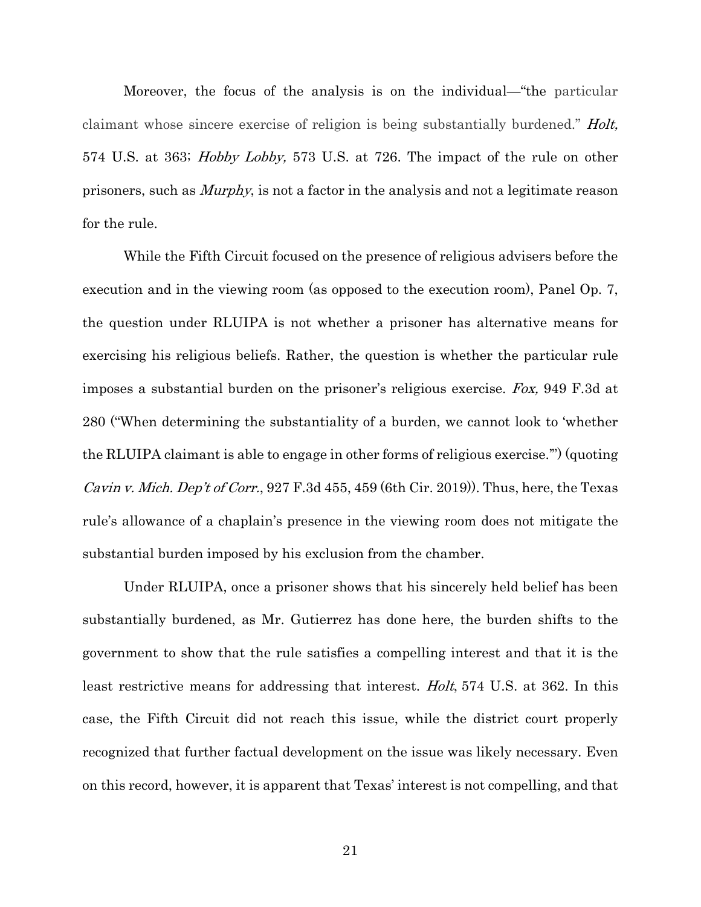Moreover, the focus of the analysis is on the individual—"the particular claimant whose sincere exercise of religion is being substantially burdened." *Holt,* 574 U.S. at 363; *Hobby Lobby,* 573 U.S. at 726. The impact of the rule on other prisoners, such as *Murphy*, is not a factor in the analysis and not a legitimate reason for the rule.

While the Fifth Circuit focused on the presence of religious advisers before the execution and in the viewing room (as opposed to the execution room), Panel Op. 7, the question under RLUIPA is not whether a prisoner has alternative means for exercising his religious beliefs. Rather, the question is whether the particular rule imposes a substantial burden on the prisoner's religious exercise. *Fox,* 949 F.3d at 280 ("When determining the substantiality of a burden, we cannot look to 'whether the RLUIPA claimant is able to engage in other forms of religious exercise.'") (quoting *Cavin v. Mich. Dep't of Corr.*, 927 F.3d 455, 459 (6th Cir. 2019)). Thus, here, the Texas rule's allowance of a chaplain's presence in the viewing room does not mitigate the substantial burden imposed by his exclusion from the chamber.

Under RLUIPA, once a prisoner shows that his sincerely held belief has been substantially burdened, as Mr. Gutierrez has done here, the burden shifts to the government to show that the rule satisfies a compelling interest and that it is the least restrictive means for addressing that interest. *Holt*, 574 U.S. at 362. In this case, the Fifth Circuit did not reach this issue, while the district court properly recognized that further factual development on the issue was likely necessary. Even on this record, however, it is apparent that Texas' interest is not compelling, and that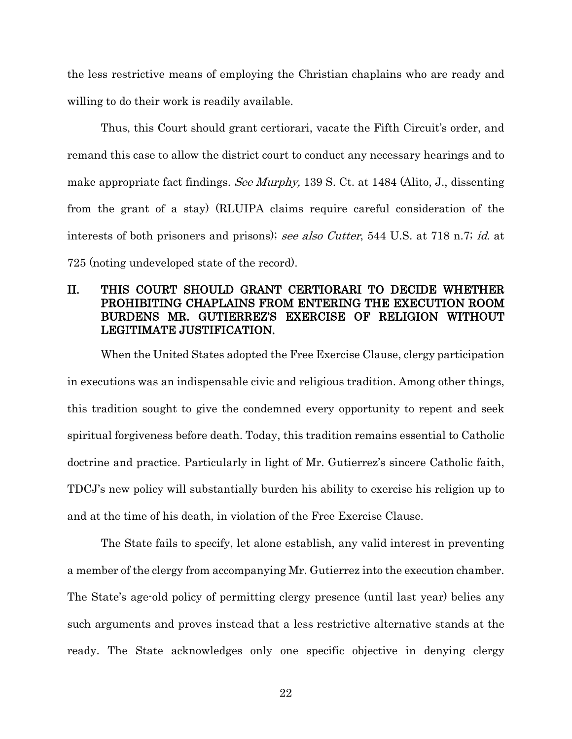the less restrictive means of employing the Christian chaplains who are ready and willing to do their work is readily available.

Thus, this Court should grant certiorari, vacate the Fifth Circuit's order, and remand this case to allow the district court to conduct any necessary hearings and to make appropriate fact findings. *See Murphy,* 139 S. Ct. at 1484 (Alito, J., dissenting from the grant of a stay) (RLUIPA claims require careful consideration of the interests of both prisoners and prisons); *see also Cutter*, 544 U.S. at 718 n.7; *id.* at 725 (noting undeveloped state of the record).

## II. THIS COURT SHOULD GRANT CERTIORARI TO DECIDE WHETHER PROHIBITING CHAPLAINS FROM ENTERING THE EXECUTION ROOM BURDENS MR. GUTIERREZ'S EXERCISE OF RELIGION WITHOUT LEGITIMATE JUSTIFICATION.

When the United States adopted the Free Exercise Clause, clergy participation in executions was an indispensable civic and religious tradition. Among other things, this tradition sought to give the condemned every opportunity to repent and seek spiritual forgiveness before death. Today, this tradition remains essential to Catholic doctrine and practice. Particularly in light of Mr. Gutierrez's sincere Catholic faith, TDCJ's new policy will substantially burden his ability to exercise his religion up to and at the time of his death, in violation of the Free Exercise Clause.

The State fails to specify, let alone establish, any valid interest in preventing a member of the clergy from accompanying Mr. Gutierrez into the execution chamber. The State's age-old policy of permitting clergy presence (until last year) belies any such arguments and proves instead that a less restrictive alternative stands at the ready. The State acknowledges only one specific objective in denying clergy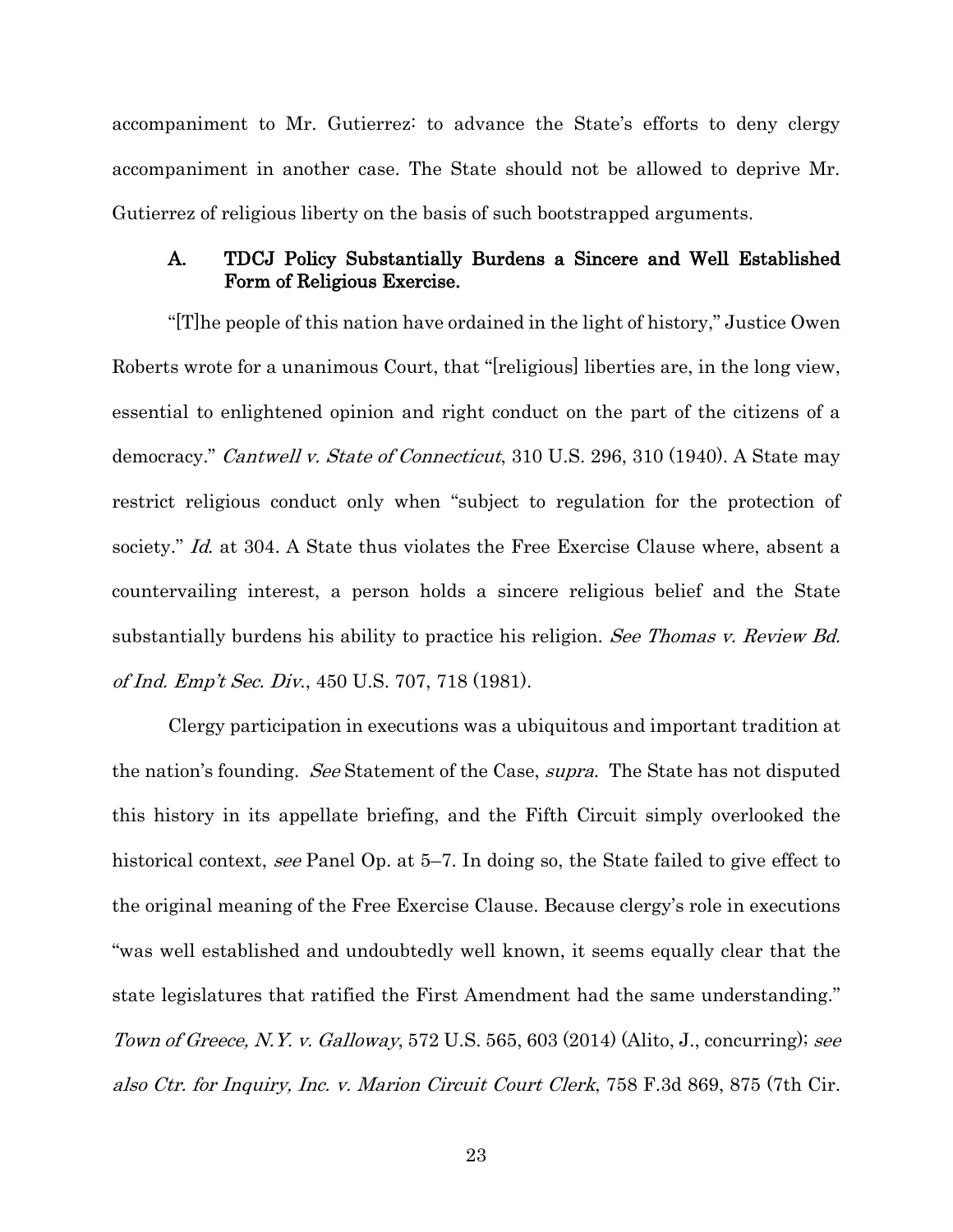accompaniment to Mr. Gutierrez: to advance the State's efforts to deny clergy accompaniment in another case. The State should not be allowed to deprive Mr. Gutierrez of religious liberty on the basis of such bootstrapped arguments.

### A. TDCJ Policy Substantially Burdens a Sincere and Well Established Form of Religious Exercise.

"[T]he people of this nation have ordained in the light of history," Justice Owen Roberts wrote for a unanimous Court, that "[religious] liberties are, in the long view, essential to enlightened opinion and right conduct on the part of the citizens of a democracy." *Cantwell v. State of Connecticut*, 310 U.S. 296, 310 (1940). A State may restrict religious conduct only when "subject to regulation for the protection of society." *Id.* at 304. A State thus violates the Free Exercise Clause where, absent a countervailing interest, a person holds a sincere religious belief and the State substantially burdens his ability to practice his religion. *See Thomas v. Review Bd. of Ind. Emp't Sec. Div.*, 450 U.S. 707, 718 (1981).

Clergy participation in executions was a ubiquitous and important tradition at the nation's founding. *See* Statement of the Case, *supra*. The State has not disputed this history in its appellate briefing, and the Fifth Circuit simply overlooked the historical context, *see* Panel Op. at 5–7. In doing so, the State failed to give effect to the original meaning of the Free Exercise Clause. Because clergy's role in executions "was well established and undoubtedly well known, it seems equally clear that the state legislatures that ratified the First Amendment had the same understanding." *Town of Greece, N.Y. v. Galloway*, 572 U.S. 565, 603 (2014) (Alito, J., concurring); *see also Ctr. for Inquiry, Inc. v. Marion Circuit Court Clerk*, 758 F.3d 869, 875 (7th Cir.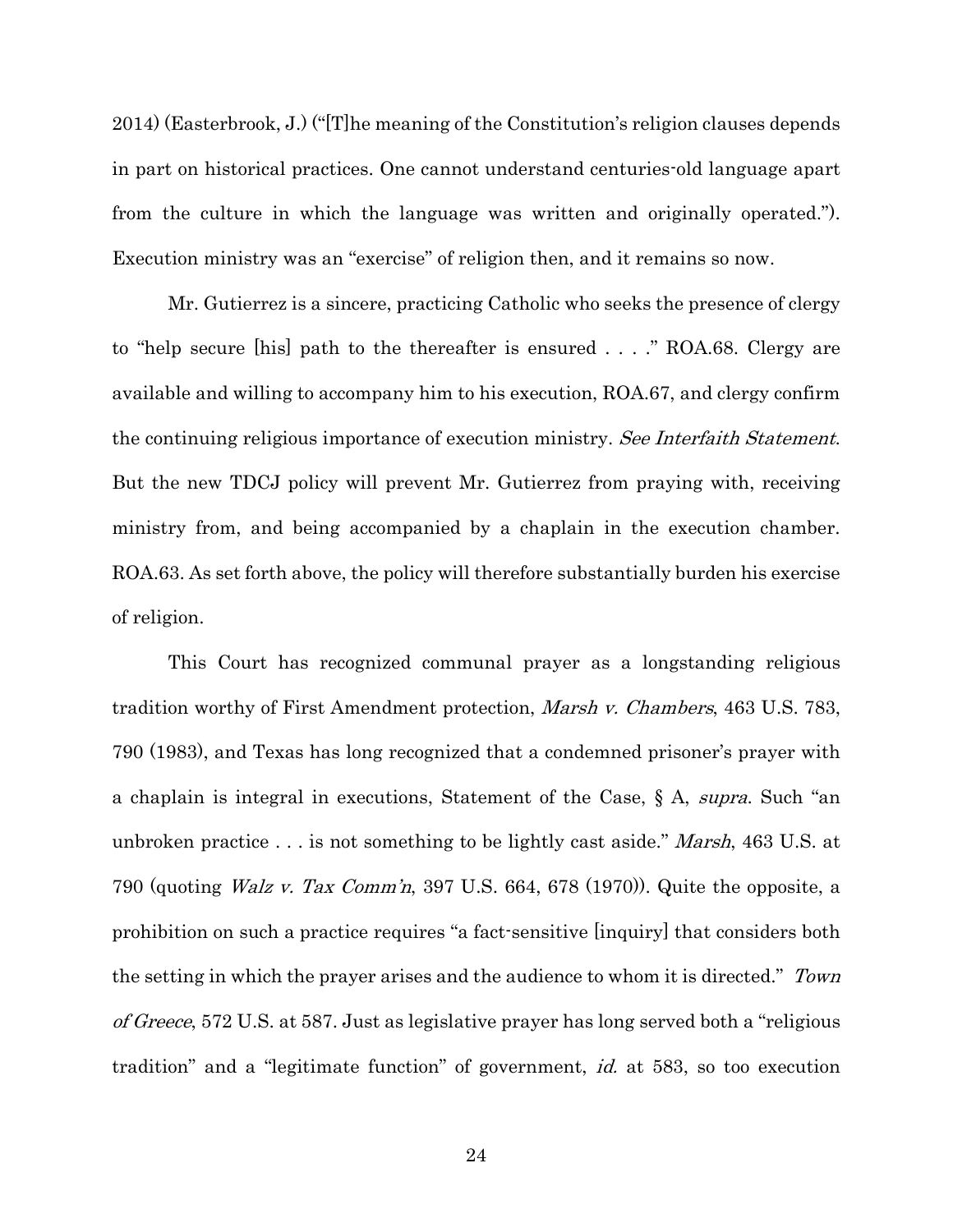2014) (Easterbrook, J.) ("[T]he meaning of the Constitution's religion clauses depends in part on historical practices. One cannot understand centuries-old language apart from the culture in which the language was written and originally operated."). Execution ministry was an "exercise" of religion then, and it remains so now.

Mr. Gutierrez is a sincere, practicing Catholic who seeks the presence of clergy to "help secure [his] path to the thereafter is ensured . . . ." ROA.68. Clergy are available and willing to accompany him to his execution, ROA.67, and clergy confirm the continuing religious importance of execution ministry. *See Interfaith Statement*. But the new TDCJ policy will prevent Mr. Gutierrez from praying with, receiving ministry from, and being accompanied by a chaplain in the execution chamber. ROA.63. As set forth above, the policy will therefore substantially burden his exercise of religion.

This Court has recognized communal prayer as a longstanding religious tradition worthy of First Amendment protection, *Marsh v. Chambers*, 463 U.S. 783, 790 (1983), and Texas has long recognized that a condemned prisoner's prayer with a chaplain is integral in executions, Statement of the Case, § A, *supra*. Such "an unbroken practice . . . is not something to be lightly cast aside." *Marsh*, 463 U.S. at 790 (quoting *Walz v. Tax Comm'n*, 397 U.S. 664, 678 (1970)). Quite the opposite, a prohibition on such a practice requires "a fact-sensitive [inquiry] that considers both the setting in which the prayer arises and the audience to whom it is directed." *Town of Greece*, 572 U.S. at 587. Just as legislative prayer has long served both a "religious tradition" and a "legitimate function" of government, *id.* at 583, so too execution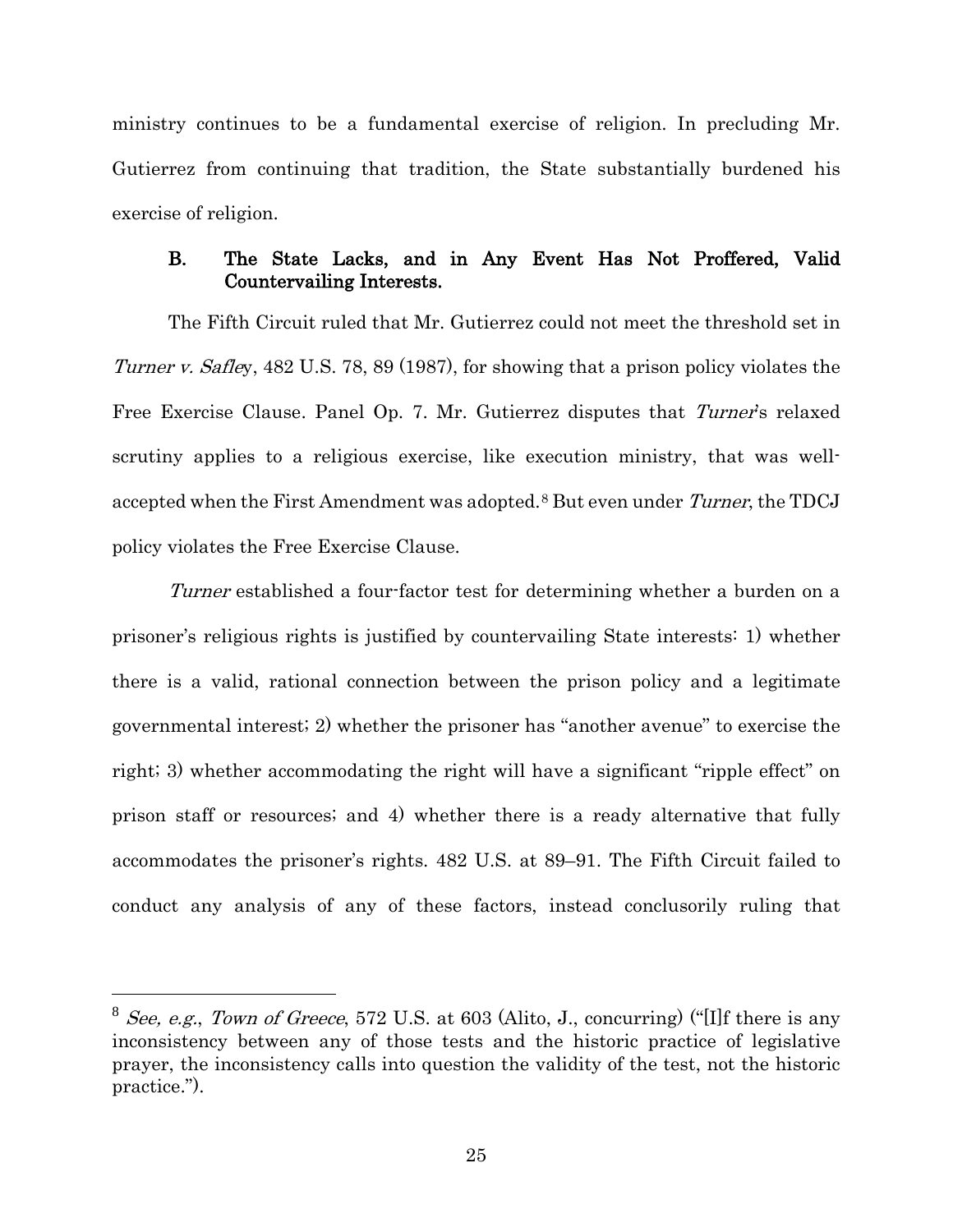ministry continues to be a fundamental exercise of religion. In precluding Mr. Gutierrez from continuing that tradition, the State substantially burdened his exercise of religion.

### B. The State Lacks, and in Any Event Has Not Proffered, Valid Countervailing Interests.

The Fifth Circuit ruled that Mr. Gutierrez could not meet the threshold set in *Turner v. Safley*, 482 U.S. 78, 89 (1987), for showing that a prison policy violates the Free Exercise Clause. Panel Op. 7. Mr. Gutierrez disputes that *Turner*'s relaxed scrutiny applies to a religious exercise, like execution ministry, that was well-accepted when the First Amendment was adopted.[8] But even under *Turner*, the TDCJ policy violates the Free Exercise Clause.

*Turner* established a four-factor test for determining whether a burden on a prisoner's religious rights is justified by countervailing State interests: 1) whether there is a valid, rational connection between the prison policy and a legitimate governmental interest; 2) whether the prisoner has "another avenue" to exercise the right; 3) whether accommodating the right will have a significant "ripple effect" on prison staff or resources; and 4) whether there is a ready alternative that fully accommodates the prisoner's rights. 482 U.S. at 89–91. The Fifth Circuit failed to conduct any analysis of any of these factors, instead conclusorily ruling that

---

[8] *See, e.g.*, *Town of Greece*, 572 U.S. at 603 (Alito, J., concurring) ("[I]f there is any inconsistency between any of those tests and the historic practice of legislative prayer, the inconsistency calls into question the validity of the test, not the historic practice.").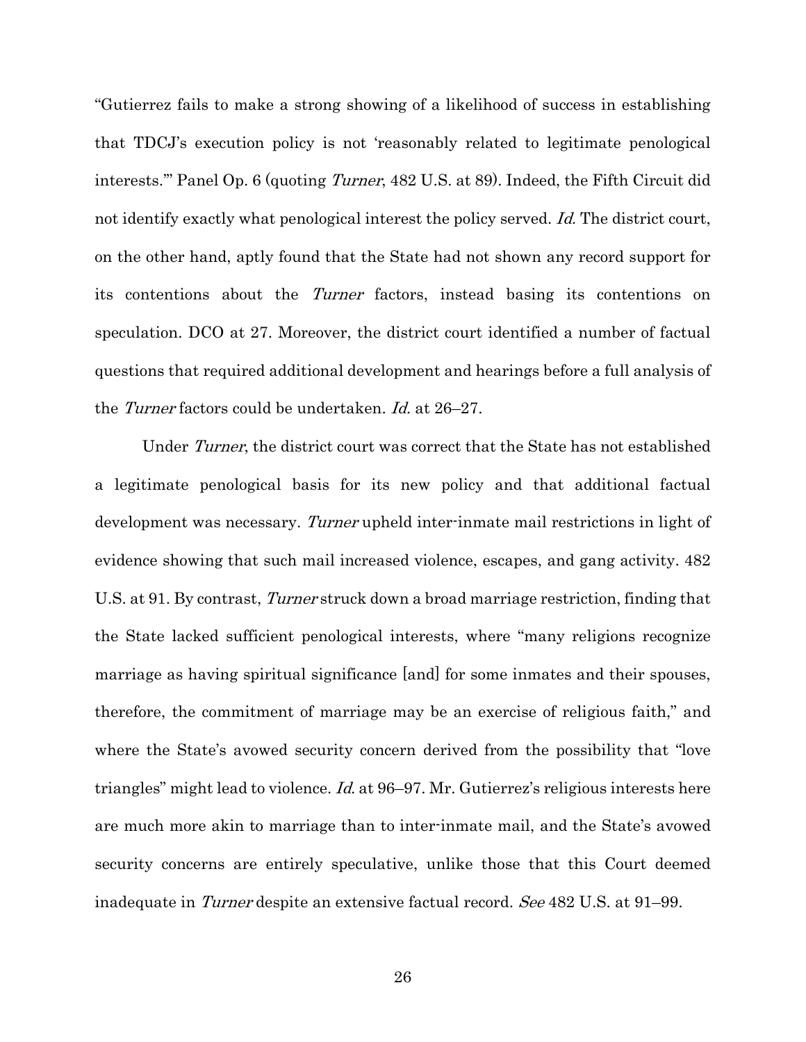"Gutierrez fails to make a strong showing of a likelihood of success in establishing that TDCJ's execution policy is not 'reasonably related to legitimate penological interests.'" Panel Op. 6 (quoting *Turner*, 482 U.S. at 89). Indeed, the Fifth Circuit did not identify exactly what penological interest the policy served. *Id.* The district court, on the other hand, aptly found that the State had not shown any record support for its contentions about the *Turner* factors, instead basing its contentions on speculation. DCO at 27. Moreover, the district court identified a number of factual questions that required additional development and hearings before a full analysis of the *Turner* factors could be undertaken. *Id.* at 26–27.

Under *Turner*, the district court was correct that the State has not established a legitimate penological basis for its new policy and that additional factual development was necessary. *Turner* upheld inter-inmate mail restrictions in light of evidence showing that such mail increased violence, escapes, and gang activity. 482 U.S. at 91. By contrast, *Turner* struck down a broad marriage restriction, finding that the State lacked sufficient penological interests, where "many religions recognize marriage as having spiritual significance [and] for some inmates and their spouses, therefore, the commitment of marriage may be an exercise of religious faith," and where the State's avowed security concern derived from the possibility that "love triangles" might lead to violence. *Id.* at 96–97. Mr. Gutierrez's religious interests here are much more akin to marriage than to inter-inmate mail, and the State's avowed security concerns are entirely speculative, unlike those that this Court deemed inadequate in *Turner* despite an extensive factual record. *See* 482 U.S. at 91–99.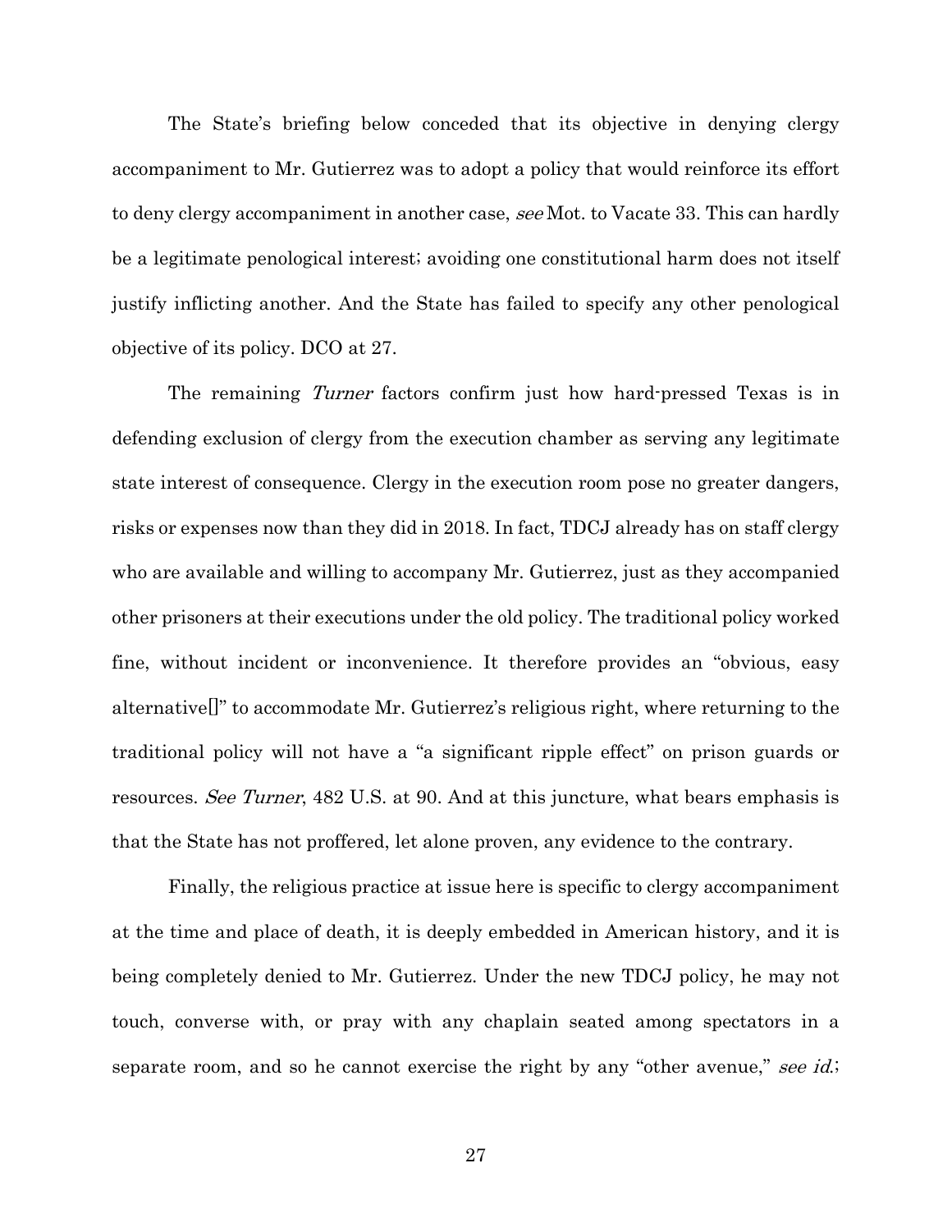The State's briefing below conceded that its objective in denying clergy accompaniment to Mr. Gutierrez was to adopt a policy that would reinforce its effort to deny clergy accompaniment in another case, *see* Mot. to Vacate 33. This can hardly be a legitimate penological interest; avoiding one constitutional harm does not itself justify inflicting another. And the State has failed to specify any other penological objective of its policy. DCO at 27.

The remaining *Turner* factors confirm just how hard-pressed Texas is in defending exclusion of clergy from the execution chamber as serving any legitimate state interest of consequence. Clergy in the execution room pose no greater dangers, risks or expenses now than they did in 2018. In fact, TDCJ already has on staff clergy who are available and willing to accompany Mr. Gutierrez, just as they accompanied other prisoners at their executions under the old policy. The traditional policy worked fine, without incident or inconvenience. It therefore provides an "obvious, easy alternative[]" to accommodate Mr. Gutierrez's religious right, where returning to the traditional policy will not have a "a significant ripple effect" on prison guards or resources. *See Turner*, 482 U.S. at 90. And at this juncture, what bears emphasis is that the State has not proffered, let alone proven, any evidence to the contrary.

Finally, the religious practice at issue here is specific to clergy accompaniment at the time and place of death, it is deeply embedded in American history, and it is being completely denied to Mr. Gutierrez. Under the new TDCJ policy, he may not touch, converse with, or pray with any chaplain seated among spectators in a separate room, and so he cannot exercise the right by any "other avenue," *see id.*;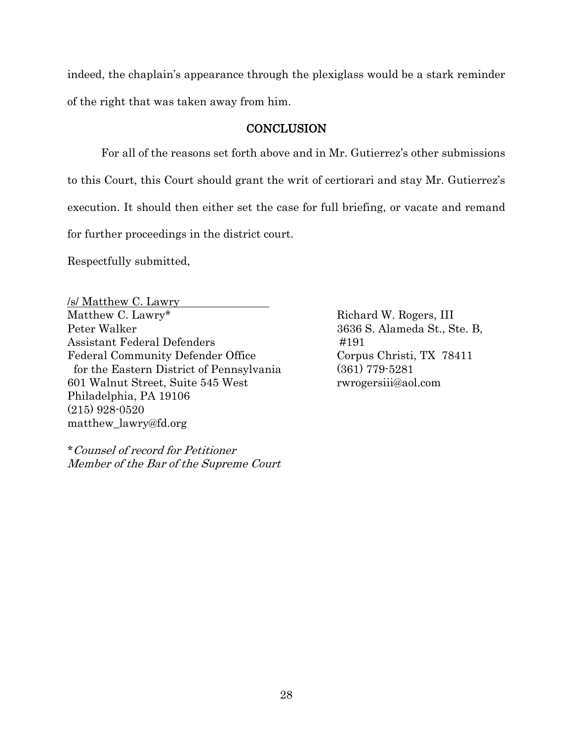indeed, the chaplain's appearance through the plexiglass would be a stark reminder of the right that was taken away from him.

## CONCLUSION

For all of the reasons set forth above and in Mr. Gutierrez's other submissions to this Court, this Court should grant the writ of certiorari and stay Mr. Gutierrez's execution. It should then either set the case for full briefing, or vacate and remand for further proceedings in the district court.

Respectfully submitted,

/s/ Matthew C. Lawry
Matthew C. Lawry*
Peter Walker
Assistant Federal Defenders
Federal Community Defender Office
for the Eastern District of Pennsylvania
601 Walnut Street, Suite 545 West
Philadelphia, PA 19106
(215) 928-0520
matthew_lawry@fd.org

Richard W. Rogers, III
3636 S. Alameda St., Ste. B, #191
Corpus Christi, TX 78411
(361) 779-5281
rwrogersiii@aol.com

**Counsel of record for Petitioner*
*Member of the Bar of the Supreme Court*